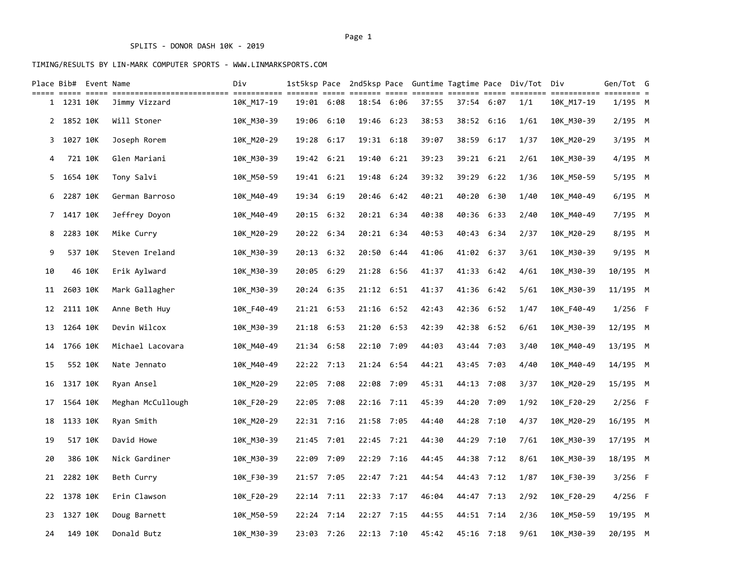SPLITS - DONOR DASH 10K - 2019

TIMING/RESULTS BY LIN-MARK COMPUTER SPORTS - WWW.LINMARKSPORTS.COM

| Place | Bib# | Event | Name | Div | 1st5ksp | Pace | 2nd5ksp | Pace | Guntime | Tagtime | Pace | Div/Tot | Div | Gen/Tot | G |
|---|---|---|---|---|---|---|---|---|---|---|---|---|---|---|---|
| 1 | 1231 | 10K | Jimmy Vizzard | 10K_M17-19 | 19:01 | 6:08 | 18:54 | 6:06 | 37:55 | 37:54 | 6:07 | 1/1 | 10K_M17-19 | 1/195 | M |
| 2 | 1852 | 10K | Will Stoner | 10K_M30-39 | 19:06 | 6:10 | 19:46 | 6:23 | 38:53 | 38:52 | 6:16 | 1/61 | 10K_M30-39 | 2/195 | M |
| 3 | 1027 | 10K | Joseph Rorem | 10K_M20-29 | 19:28 | 6:17 | 19:31 | 6:18 | 39:07 | 38:59 | 6:17 | 1/37 | 10K_M20-29 | 3/195 | M |
| 4 | 721 | 10K | Glen Mariani | 10K_M30-39 | 19:42 | 6:21 | 19:40 | 6:21 | 39:23 | 39:21 | 6:21 | 2/61 | 10K_M30-39 | 4/195 | M |
| 5 | 1654 | 10K | Tony Salvi | 10K_M50-59 | 19:41 | 6:21 | 19:48 | 6:24 | 39:32 | 39:29 | 6:22 | 1/36 | 10K_M50-59 | 5/195 | M |
| 6 | 2287 | 10K | German Barroso | 10K_M40-49 | 19:34 | 6:19 | 20:46 | 6:42 | 40:21 | 40:20 | 6:30 | 1/40 | 10K_M40-49 | 6/195 | M |
| 7 | 1417 | 10K | Jeffrey Doyon | 10K_M40-49 | 20:15 | 6:32 | 20:21 | 6:34 | 40:38 | 40:36 | 6:33 | 2/40 | 10K_M40-49 | 7/195 | M |
| 8 | 2283 | 10K | Mike Curry | 10K_M20-29 | 20:22 | 6:34 | 20:21 | 6:34 | 40:53 | 40:43 | 6:34 | 2/37 | 10K_M20-29 | 8/195 | M |
| 9 | 537 | 10K | Steven Ireland | 10K_M30-39 | 20:13 | 6:32 | 20:50 | 6:44 | 41:06 | 41:02 | 6:37 | 3/61 | 10K_M30-39 | 9/195 | M |
| 10 | 46 | 10K | Erik Aylward | 10K_M30-39 | 20:05 | 6:29 | 21:28 | 6:56 | 41:37 | 41:33 | 6:42 | 4/61 | 10K_M30-39 | 10/195 | M |
| 11 | 2603 | 10K | Mark Gallagher | 10K_M30-39 | 20:24 | 6:35 | 21:12 | 6:51 | 41:37 | 41:36 | 6:42 | 5/61 | 10K_M30-39 | 11/195 | M |
| 12 | 2111 | 10K | Anne Beth Huy | 10K_F40-49 | 21:21 | 6:53 | 21:16 | 6:52 | 42:43 | 42:36 | 6:52 | 1/47 | 10K_F40-49 | 1/256 | F |
| 13 | 1264 | 10K | Devin Wilcox | 10K_M30-39 | 21:18 | 6:53 | 21:20 | 6:53 | 42:39 | 42:38 | 6:52 | 6/61 | 10K_M30-39 | 12/195 | M |
| 14 | 1766 | 10K | Michael Lacovara | 10K_M40-49 | 21:34 | 6:58 | 22:10 | 7:09 | 44:03 | 43:44 | 7:03 | 3/40 | 10K_M40-49 | 13/195 | M |
| 15 | 552 | 10K | Nate Jennato | 10K_M40-49 | 22:22 | 7:13 | 21:24 | 6:54 | 44:21 | 43:45 | 7:03 | 4/40 | 10K_M40-49 | 14/195 | M |
| 16 | 1317 | 10K | Ryan Ansel | 10K_M20-29 | 22:05 | 7:08 | 22:08 | 7:09 | 45:31 | 44:13 | 7:08 | 3/37 | 10K_M20-29 | 15/195 | M |
| 17 | 1564 | 10K | Meghan McCullough | 10K_F20-29 | 22:05 | 7:08 | 22:16 | 7:11 | 45:39 | 44:20 | 7:09 | 1/92 | 10K_F20-29 | 2/256 | F |
| 18 | 1133 | 10K | Ryan Smith | 10K_M20-29 | 22:31 | 7:16 | 21:58 | 7:05 | 44:40 | 44:28 | 7:10 | 4/37 | 10K_M20-29 | 16/195 | M |
| 19 | 517 | 10K | David Howe | 10K_M30-39 | 21:45 | 7:01 | 22:45 | 7:21 | 44:30 | 44:29 | 7:10 | 7/61 | 10K_M30-39 | 17/195 | M |
| 20 | 386 | 10K | Nick Gardiner | 10K_M30-39 | 22:09 | 7:09 | 22:29 | 7:16 | 44:45 | 44:38 | 7:12 | 8/61 | 10K_M30-39 | 18/195 | M |
| 21 | 2282 | 10K | Beth Curry | 10K_F30-39 | 21:57 | 7:05 | 22:47 | 7:21 | 44:54 | 44:43 | 7:12 | 1/87 | 10K_F30-39 | 3/256 | F |
| 22 | 1378 | 10K | Erin Clawson | 10K_F20-29 | 22:14 | 7:11 | 22:33 | 7:17 | 46:04 | 44:47 | 7:13 | 2/92 | 10K_F20-29 | 4/256 | F |
| 23 | 1327 | 10K | Doug Barnett | 10K_M50-59 | 22:24 | 7:14 | 22:27 | 7:15 | 44:55 | 44:51 | 7:14 | 2/36 | 10K_M50-59 | 19/195 | M |
| 24 | 149 | 10K | Donald Butz | 10K_M30-39 | 23:03 | 7:26 | 22:13 | 7:10 | 45:42 | 45:16 | 7:18 | 9/61 | 10K_M30-39 | 20/195 | M |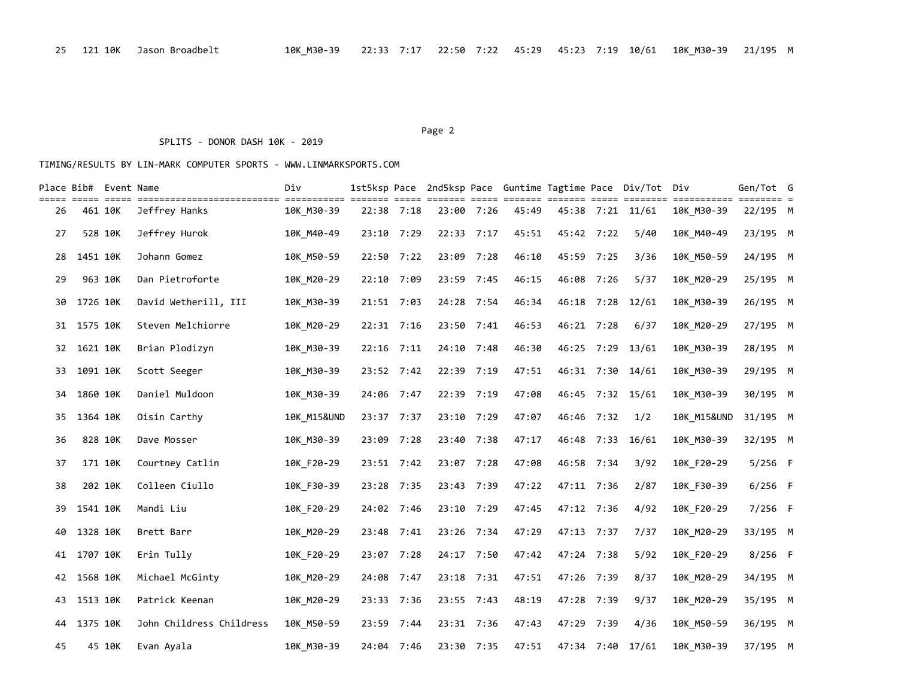| Place | Bib# | Event | Name | Div | 1st5ksp | Pace | 2nd5ksp | Pace | Guntime | Tagtime | Pace | Div/Tot | Div | Gen/Tot | G |
|---|---|---|---|---|---|---|---|---|---|---|---|---|---|---|---|
| 25 | 121 | 10K | Jason Broadbelt | 10K_M30-39 | 22:33 | 7:17 | 22:50 | 7:22 | 45:29 | 45:23 | 7:19 | 10/61 | 10K_M30-39 | 21/195 | M |

SPLITS - DONOR DASH 10K - 2019

TIMING/RESULTS BY LIN-MARK COMPUTER SPORTS - WWW.LINMARKSPORTS.COM

| Place | Bib# | Event | Name | Div | 1st5ksp | Pace | 2nd5ksp | Pace | Guntime | Tagtime | Pace | Div/Tot | Div | Gen/Tot | G |
|---|---|---|---|---|---|---|---|---|---|---|---|---|---|---|---|
| 26 | 461 | 10K | Jeffrey Hanks | 10K_M30-39 | 22:38 | 7:18 | 23:00 | 7:26 | 45:49 | 45:38 | 7:21 | 11/61 | 10K_M30-39 | 22/195 | M |
| 27 | 528 | 10K | Jeffrey Hurok | 10K_M40-49 | 23:10 | 7:29 | 22:33 | 7:17 | 45:51 | 45:42 | 7:22 | 5/40 | 10K_M40-49 | 23/195 | M |
| 28 | 1451 | 10K | Johann Gomez | 10K_M50-59 | 22:50 | 7:22 | 23:09 | 7:28 | 46:10 | 45:59 | 7:25 | 3/36 | 10K_M50-59 | 24/195 | M |
| 29 | 963 | 10K | Dan Pietroforte | 10K_M20-29 | 22:10 | 7:09 | 23:59 | 7:45 | 46:15 | 46:08 | 7:26 | 5/37 | 10K_M20-29 | 25/195 | M |
| 30 | 1726 | 10K | David Wetherill, III | 10K_M30-39 | 21:51 | 7:03 | 24:28 | 7:54 | 46:34 | 46:18 | 7:28 | 12/61 | 10K_M30-39 | 26/195 | M |
| 31 | 1575 | 10K | Steven Melchiorre | 10K_M20-29 | 22:31 | 7:16 | 23:50 | 7:41 | 46:53 | 46:21 | 7:28 | 6/37 | 10K_M20-29 | 27/195 | M |
| 32 | 1621 | 10K | Brian Plodizyn | 10K_M30-39 | 22:16 | 7:11 | 24:10 | 7:48 | 46:30 | 46:25 | 7:29 | 13/61 | 10K_M30-39 | 28/195 | M |
| 33 | 1091 | 10K | Scott Seeger | 10K_M30-39 | 23:52 | 7:42 | 22:39 | 7:19 | 47:51 | 46:31 | 7:30 | 14/61 | 10K_M30-39 | 29/195 | M |
| 34 | 1860 | 10K | Daniel Muldoon | 10K_M30-39 | 24:06 | 7:47 | 22:39 | 7:19 | 47:08 | 46:45 | 7:32 | 15/61 | 10K_M30-39 | 30/195 | M |
| 35 | 1364 | 10K | Oisin Carthy | 10K_M15&UND | 23:37 | 7:37 | 23:10 | 7:29 | 47:07 | 46:46 | 7:32 | 1/2 | 10K_M15&UND | 31/195 | M |
| 36 | 828 | 10K | Dave Mosser | 10K_M30-39 | 23:09 | 7:28 | 23:40 | 7:38 | 47:17 | 46:48 | 7:33 | 16/61 | 10K_M30-39 | 32/195 | M |
| 37 | 171 | 10K | Courtney Catlin | 10K_F20-29 | 23:51 | 7:42 | 23:07 | 7:28 | 47:08 | 46:58 | 7:34 | 3/92 | 10K_F20-29 | 5/256 | F |
| 38 | 202 | 10K | Colleen Ciullo | 10K_F30-39 | 23:28 | 7:35 | 23:43 | 7:39 | 47:22 | 47:11 | 7:36 | 2/87 | 10K_F30-39 | 6/256 | F |
| 39 | 1541 | 10K | Mandi Liu | 10K_F20-29 | 24:02 | 7:46 | 23:10 | 7:29 | 47:45 | 47:12 | 7:36 | 4/92 | 10K_F20-29 | 7/256 | F |
| 40 | 1328 | 10K | Brett Barr | 10K_M20-29 | 23:48 | 7:41 | 23:26 | 7:34 | 47:29 | 47:13 | 7:37 | 7/37 | 10K_M20-29 | 33/195 | M |
| 41 | 1707 | 10K | Erin Tully | 10K_F20-29 | 23:07 | 7:28 | 24:17 | 7:50 | 47:42 | 47:24 | 7:38 | 5/92 | 10K_F20-29 | 8/256 | F |
| 42 | 1568 | 10K | Michael McGinty | 10K_M20-29 | 24:08 | 7:47 | 23:18 | 7:31 | 47:51 | 47:26 | 7:39 | 8/37 | 10K_M20-29 | 34/195 | M |
| 43 | 1513 | 10K | Patrick Keenan | 10K_M20-29 | 23:33 | 7:36 | 23:55 | 7:43 | 48:19 | 47:28 | 7:39 | 9/37 | 10K_M20-29 | 35/195 | M |
| 44 | 1375 | 10K | John Childress Childress | 10K_M50-59 | 23:59 | 7:44 | 23:31 | 7:36 | 47:43 | 47:29 | 7:39 | 4/36 | 10K_M50-59 | 36/195 | M |
| 45 | 45 | 10K | Evan Ayala | 10K_M30-39 | 24:04 | 7:46 | 23:30 | 7:35 | 47:51 | 47:34 | 7:40 | 17/61 | 10K_M30-39 | 37/195 | M |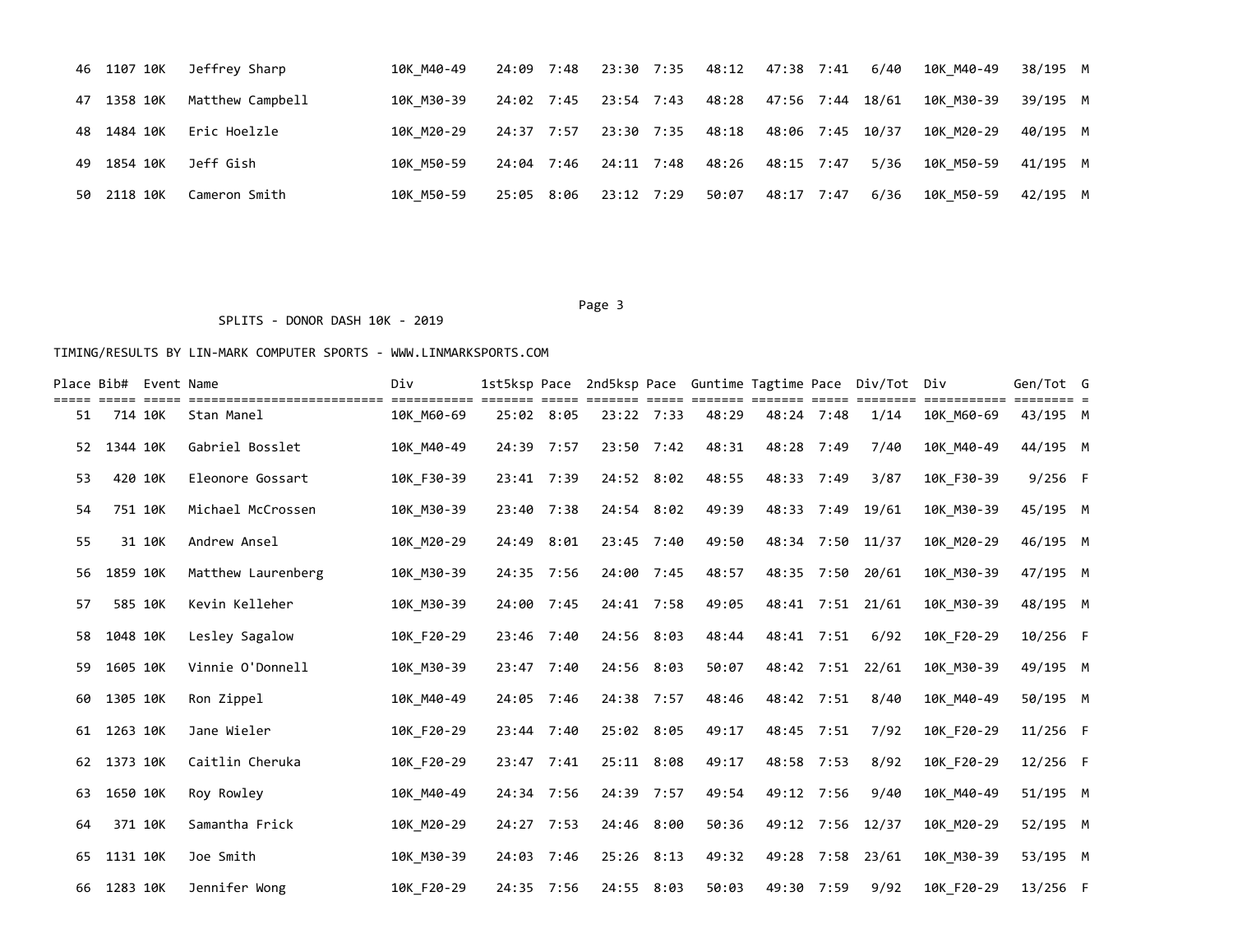| Place | Bib# | Event | Name | Div | 1st5ksp | Pace | 2nd5ksp | Pace | Guntime | Tagtime | Pace | Div/Tot | Div | Gen/Tot | G |
|---|---|---|---|---|---|---|---|---|---|---|---|---|---|---|---|
| 46 | 1107 | 10K | Jeffrey Sharp | 10K_M40-49 | 24:09 | 7:48 | 23:30 | 7:35 | 48:12 | 47:38 | 7:41 | 6/40 | 10K_M40-49 | 38/195 | M |
| 47 | 1358 | 10K | Matthew Campbell | 10K_M30-39 | 24:02 | 7:45 | 23:54 | 7:43 | 48:28 | 47:56 | 7:44 | 18/61 | 10K_M30-39 | 39/195 | M |
| 48 | 1484 | 10K | Eric Hoelzle | 10K_M20-29 | 24:37 | 7:57 | 23:30 | 7:35 | 48:18 | 48:06 | 7:45 | 10/37 | 10K_M20-29 | 40/195 | M |
| 49 | 1854 | 10K | Jeff Gish | 10K_M50-59 | 24:04 | 7:46 | 24:11 | 7:48 | 48:26 | 48:15 | 7:47 | 5/36 | 10K_M50-59 | 41/195 | M |
| 50 | 2118 | 10K | Cameron Smith | 10K_M50-59 | 25:05 | 8:06 | 23:12 | 7:29 | 50:07 | 48:17 | 7:47 | 6/36 | 10K_M50-59 | 42/195 | M |

SPLITS - DONOR DASH 10K - 2019

TIMING/RESULTS BY LIN-MARK COMPUTER SPORTS - WWW.LINMARKSPORTS.COM

| Place | Bib# | Event | Name | Div | 1st5ksp | Pace | 2nd5ksp | Pace | Guntime | Tagtime | Pace | Div/Tot | Div | Gen/Tot | G |
|---|---|---|---|---|---|---|---|---|---|---|---|---|---|---|---|
| 51 | 714 | 10K | Stan Manel | 10K_M60-69 | 25:02 | 8:05 | 23:22 | 7:33 | 48:29 | 48:24 | 7:48 | 1/14 | 10K_M60-69 | 43/195 | M |
| 52 | 1344 | 10K | Gabriel Bosslet | 10K_M40-49 | 24:39 | 7:57 | 23:50 | 7:42 | 48:31 | 48:28 | 7:49 | 7/40 | 10K_M40-49 | 44/195 | M |
| 53 | 420 | 10K | Eleonore Gossart | 10K_F30-39 | 23:41 | 7:39 | 24:52 | 8:02 | 48:55 | 48:33 | 7:49 | 3/87 | 10K_F30-39 | 9/256 | F |
| 54 | 751 | 10K | Michael McCrossen | 10K_M30-39 | 23:40 | 7:38 | 24:54 | 8:02 | 49:39 | 48:33 | 7:49 | 19/61 | 10K_M30-39 | 45/195 | M |
| 55 | 31 | 10K | Andrew Ansel | 10K_M20-29 | 24:49 | 8:01 | 23:45 | 7:40 | 49:50 | 48:34 | 7:50 | 11/37 | 10K_M20-29 | 46/195 | M |
| 56 | 1859 | 10K | Matthew Laurenberg | 10K_M30-39 | 24:35 | 7:56 | 24:00 | 7:45 | 48:57 | 48:35 | 7:50 | 20/61 | 10K_M30-39 | 47/195 | M |
| 57 | 585 | 10K | Kevin Kelleher | 10K_M30-39 | 24:00 | 7:45 | 24:41 | 7:58 | 49:05 | 48:41 | 7:51 | 21/61 | 10K_M30-39 | 48/195 | M |
| 58 | 1048 | 10K | Lesley Sagalow | 10K_F20-29 | 23:46 | 7:40 | 24:56 | 8:03 | 48:44 | 48:41 | 7:51 | 6/92 | 10K_F20-29 | 10/256 | F |
| 59 | 1605 | 10K | Vinnie O'Donnell | 10K_M30-39 | 23:47 | 7:40 | 24:56 | 8:03 | 50:07 | 48:42 | 7:51 | 22/61 | 10K_M30-39 | 49/195 | M |
| 60 | 1305 | 10K | Ron Zippel | 10K_M40-49 | 24:05 | 7:46 | 24:38 | 7:57 | 48:46 | 48:42 | 7:51 | 8/40 | 10K_M40-49 | 50/195 | M |
| 61 | 1263 | 10K | Jane Wieler | 10K_F20-29 | 23:44 | 7:40 | 25:02 | 8:05 | 49:17 | 48:45 | 7:51 | 7/92 | 10K_F20-29 | 11/256 | F |
| 62 | 1373 | 10K | Caitlin Cheruka | 10K_F20-29 | 23:47 | 7:41 | 25:11 | 8:08 | 49:17 | 48:58 | 7:53 | 8/92 | 10K_F20-29 | 12/256 | F |
| 63 | 1650 | 10K | Roy Rowley | 10K_M40-49 | 24:34 | 7:56 | 24:39 | 7:57 | 49:54 | 49:12 | 7:56 | 9/40 | 10K_M40-49 | 51/195 | M |
| 64 | 371 | 10K | Samantha Frick | 10K_M20-29 | 24:27 | 7:53 | 24:46 | 8:00 | 50:36 | 49:12 | 7:56 | 12/37 | 10K_M20-29 | 52/195 | M |
| 65 | 1131 | 10K | Joe Smith | 10K_M30-39 | 24:03 | 7:46 | 25:26 | 8:13 | 49:32 | 49:28 | 7:58 | 23/61 | 10K_M30-39 | 53/195 | M |
| 66 | 1283 | 10K | Jennifer Wong | 10K_F20-29 | 24:35 | 7:56 | 24:55 | 8:03 | 50:03 | 49:30 | 7:59 | 9/92 | 10K_F20-29 | 13/256 | F |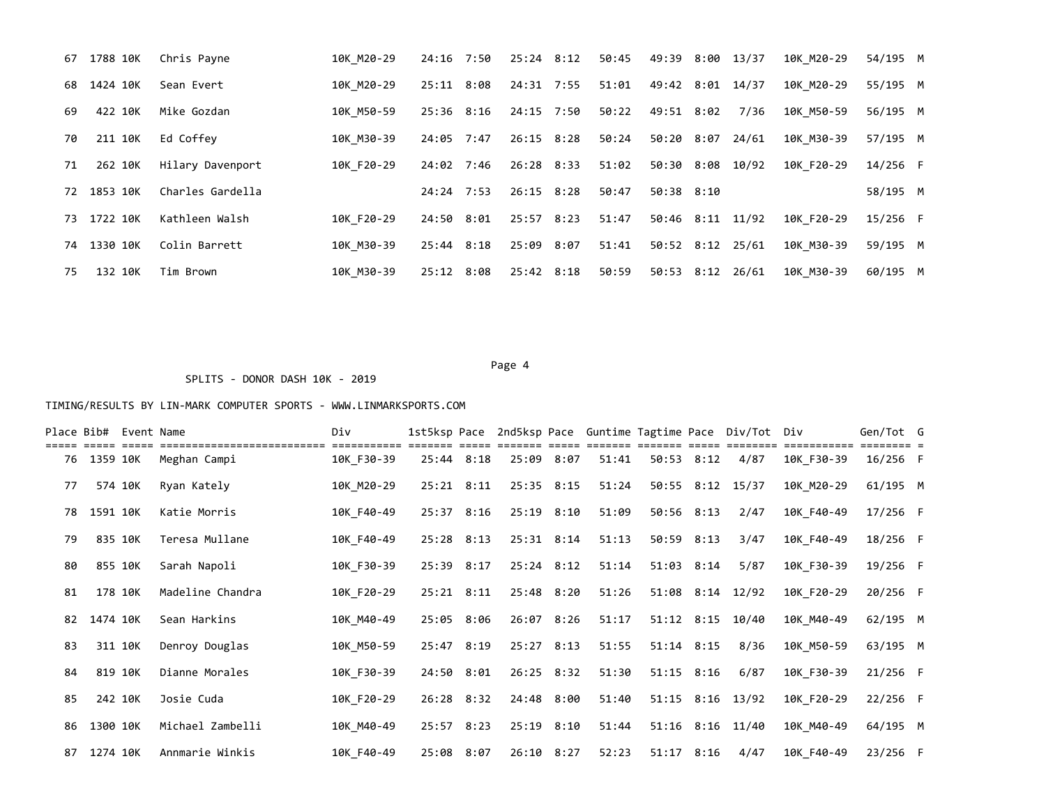| Place | Bib# | Event | Name | Div | 1st5ksp | Pace | 2nd5ksp | Pace | Guntime | Tagtime | Pace | Div/Tot | Div | Gen/Tot | G |
|---|---|---|---|---|---|---|---|---|---|---|---|---|---|---|---|
| 67 | 1788 | 10K | Chris Payne | 10K_M20-29 | 24:16 | 7:50 | 25:24 | 8:12 | 50:45 | 49:39 | 8:00 | 13/37 | 10K_M20-29 | 54/195 | M |
| 68 | 1424 | 10K | Sean Evert | 10K_M20-29 | 25:11 | 8:08 | 24:31 | 7:55 | 51:01 | 49:42 | 8:01 | 14/37 | 10K_M20-29 | 55/195 | M |
| 69 | 422 | 10K | Mike Gozdan | 10K_M50-59 | 25:36 | 8:16 | 24:15 | 7:50 | 50:22 | 49:51 | 8:02 | 7/36 | 10K_M50-59 | 56/195 | M |
| 70 | 211 | 10K | Ed Coffey | 10K_M30-39 | 24:05 | 7:47 | 26:15 | 8:28 | 50:24 | 50:20 | 8:07 | 24/61 | 10K_M30-39 | 57/195 | M |
| 71 | 262 | 10K | Hilary Davenport | 10K_F20-29 | 24:02 | 7:46 | 26:28 | 8:33 | 51:02 | 50:30 | 8:08 | 10/92 | 10K_F20-29 | 14/256 | F |
| 72 | 1853 | 10K | Charles Gardella | | 24:24 | 7:53 | 26:15 | 8:28 | 50:47 | 50:38 | 8:10 | | | 58/195 | M |
| 73 | 1722 | 10K | Kathleen Walsh | 10K_F20-29 | 24:50 | 8:01 | 25:57 | 8:23 | 51:47 | 50:46 | 8:11 | 11/92 | 10K_F20-29 | 15/256 | F |
| 74 | 1330 | 10K | Colin Barrett | 10K_M30-39 | 25:44 | 8:18 | 25:09 | 8:07 | 51:41 | 50:52 | 8:12 | 25/61 | 10K_M30-39 | 59/195 | M |
| 75 | 132 | 10K | Tim Brown | 10K_M30-39 | 25:12 | 8:08 | 25:42 | 8:18 | 50:59 | 50:53 | 8:12 | 26/61 | 10K_M30-39 | 60/195 | M |

SPLITS - DONOR DASH 10K - 2019

TIMING/RESULTS BY LIN-MARK COMPUTER SPORTS - WWW.LINMARKSPORTS.COM

| Place | Bib# | Event | Name | Div | 1st5ksp | Pace | 2nd5ksp | Pace | Guntime | Tagtime | Pace | Div/Tot | Div | Gen/Tot | G |
|---|---|---|---|---|---|---|---|---|---|---|---|---|---|---|---|
| 76 | 1359 | 10K | Meghan Campi | 10K_F30-39 | 25:44 | 8:18 | 25:09 | 8:07 | 51:41 | 50:53 | 8:12 | 4/87 | 10K_F30-39 | 16/256 | F |
| 77 | 574 | 10K | Ryan Kately | 10K_M20-29 | 25:21 | 8:11 | 25:35 | 8:15 | 51:24 | 50:55 | 8:12 | 15/37 | 10K_M20-29 | 61/195 | M |
| 78 | 1591 | 10K | Katie Morris | 10K_F40-49 | 25:37 | 8:16 | 25:19 | 8:10 | 51:09 | 50:56 | 8:13 | 2/47 | 10K_F40-49 | 17/256 | F |
| 79 | 835 | 10K | Teresa Mullane | 10K_F40-49 | 25:28 | 8:13 | 25:31 | 8:14 | 51:13 | 50:59 | 8:13 | 3/47 | 10K_F40-49 | 18/256 | F |
| 80 | 855 | 10K | Sarah Napoli | 10K_F30-39 | 25:39 | 8:17 | 25:24 | 8:12 | 51:14 | 51:03 | 8:14 | 5/87 | 10K_F30-39 | 19/256 | F |
| 81 | 178 | 10K | Madeline Chandra | 10K_F20-29 | 25:21 | 8:11 | 25:48 | 8:20 | 51:26 | 51:08 | 8:14 | 12/92 | 10K_F20-29 | 20/256 | F |
| 82 | 1474 | 10K | Sean Harkins | 10K_M40-49 | 25:05 | 8:06 | 26:07 | 8:26 | 51:17 | 51:12 | 8:15 | 10/40 | 10K_M40-49 | 62/195 | M |
| 83 | 311 | 10K | Denroy Douglas | 10K_M50-59 | 25:47 | 8:19 | 25:27 | 8:13 | 51:55 | 51:14 | 8:15 | 8/36 | 10K_M50-59 | 63/195 | M |
| 84 | 819 | 10K | Dianne Morales | 10K_F30-39 | 24:50 | 8:01 | 26:25 | 8:32 | 51:30 | 51:15 | 8:16 | 6/87 | 10K_F30-39 | 21/256 | F |
| 85 | 242 | 10K | Josie Cuda | 10K_F20-29 | 26:28 | 8:32 | 24:48 | 8:00 | 51:40 | 51:15 | 8:16 | 13/92 | 10K_F20-29 | 22/256 | F |
| 86 | 1300 | 10K | Michael Zambelli | 10K_M40-49 | 25:57 | 8:23 | 25:19 | 8:10 | 51:44 | 51:16 | 8:16 | 11/40 | 10K_M40-49 | 64/195 | M |
| 87 | 1274 | 10K | Annmarie Winkis | 10K_F40-49 | 25:08 | 8:07 | 26:10 | 8:27 | 52:23 | 51:17 | 8:16 | 4/47 | 10K_F40-49 | 23/256 | F |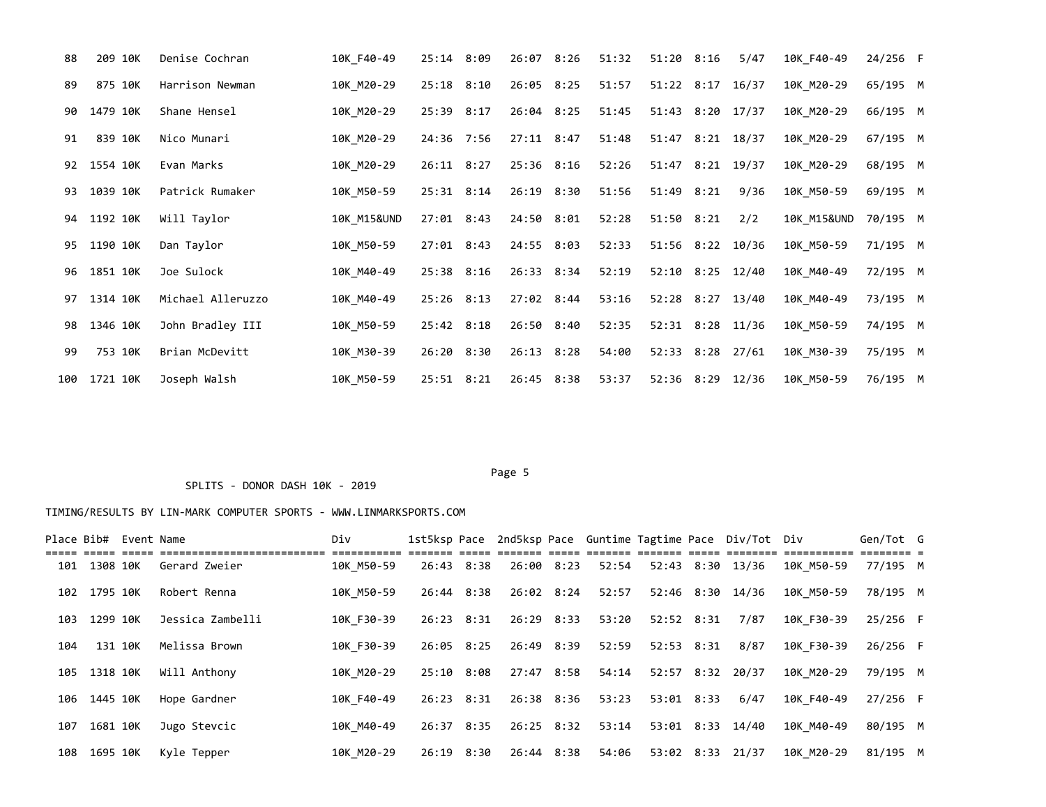| Place | Bib# | Event | Name | Div | 1st5ksp | Pace | 2nd5ksp | Pace | Guntime | Tagtime | Pace | Div/Tot | Div | Gen/Tot | G |
|---|---|---|---|---|---|---|---|---|---|---|---|---|---|---|---|
| 88 | 209 | 10K | Denise Cochran | 10K_F40-49 | 25:14 | 8:09 | 26:07 | 8:26 | 51:32 | 51:20 | 8:16 | 5/47 | 10K_F40-49 | 24/256 | F |
| 89 | 875 | 10K | Harrison Newman | 10K_M20-29 | 25:18 | 8:10 | 26:05 | 8:25 | 51:57 | 51:22 | 8:17 | 16/37 | 10K_M20-29 | 65/195 | M |
| 90 | 1479 | 10K | Shane Hensel | 10K_M20-29 | 25:39 | 8:17 | 26:04 | 8:25 | 51:45 | 51:43 | 8:20 | 17/37 | 10K_M20-29 | 66/195 | M |
| 91 | 839 | 10K | Nico Munari | 10K_M20-29 | 24:36 | 7:56 | 27:11 | 8:47 | 51:48 | 51:47 | 8:21 | 18/37 | 10K_M20-29 | 67/195 | M |
| 92 | 1554 | 10K | Evan Marks | 10K_M20-29 | 26:11 | 8:27 | 25:36 | 8:16 | 52:26 | 51:47 | 8:21 | 19/37 | 10K_M20-29 | 68/195 | M |
| 93 | 1039 | 10K | Patrick Rumaker | 10K_M50-59 | 25:31 | 8:14 | 26:19 | 8:30 | 51:56 | 51:49 | 8:21 | 9/36 | 10K_M50-59 | 69/195 | M |
| 94 | 1192 | 10K | Will Taylor | 10K_M15&UND | 27:01 | 8:43 | 24:50 | 8:01 | 52:28 | 51:50 | 8:21 | 2/2 | 10K_M15&UND | 70/195 | M |
| 95 | 1190 | 10K | Dan Taylor | 10K_M50-59 | 27:01 | 8:43 | 24:55 | 8:03 | 52:33 | 51:56 | 8:22 | 10/36 | 10K_M50-59 | 71/195 | M |
| 96 | 1851 | 10K | Joe Sulock | 10K_M40-49 | 25:38 | 8:16 | 26:33 | 8:34 | 52:19 | 52:10 | 8:25 | 12/40 | 10K_M40-49 | 72/195 | M |
| 97 | 1314 | 10K | Michael Alleruzzo | 10K_M40-49 | 25:26 | 8:13 | 27:02 | 8:44 | 53:16 | 52:28 | 8:27 | 13/40 | 10K_M40-49 | 73/195 | M |
| 98 | 1346 | 10K | John Bradley III | 10K_M50-59 | 25:42 | 8:18 | 26:50 | 8:40 | 52:35 | 52:31 | 8:28 | 11/36 | 10K_M50-59 | 74/195 | M |
| 99 | 753 | 10K | Brian McDevitt | 10K_M30-39 | 26:20 | 8:30 | 26:13 | 8:28 | 54:00 | 52:33 | 8:28 | 27/61 | 10K_M30-39 | 75/195 | M |
| 100 | 1721 | 10K | Joseph Walsh | 10K_M50-59 | 25:51 | 8:21 | 26:45 | 8:38 | 53:37 | 52:36 | 8:29 | 12/36 | 10K_M50-59 | 76/195 | M |

SPLITS - DONOR DASH 10K - 2019

TIMING/RESULTS BY LIN-MARK COMPUTER SPORTS - WWW.LINMARKSPORTS.COM

| Place | Bib# | Event | Name | Div | 1st5ksp | Pace | 2nd5ksp | Pace | Guntime | Tagtime | Pace | Div/Tot | Div | Gen/Tot | G |
|---|---|---|---|---|---|---|---|---|---|---|---|---|---|---|---|
| 101 | 1308 | 10K | Gerard Zweier | 10K_M50-59 | 26:43 | 8:38 | 26:00 | 8:23 | 52:54 | 52:43 | 8:30 | 13/36 | 10K_M50-59 | 77/195 | M |
| 102 | 1795 | 10K | Robert Renna | 10K_M50-59 | 26:44 | 8:38 | 26:02 | 8:24 | 52:57 | 52:46 | 8:30 | 14/36 | 10K_M50-59 | 78/195 | M |
| 103 | 1299 | 10K | Jessica Zambelli | 10K_F30-39 | 26:23 | 8:31 | 26:29 | 8:33 | 53:20 | 52:52 | 8:31 | 7/87 | 10K_F30-39 | 25/256 | F |
| 104 | 131 | 10K | Melissa Brown | 10K_F30-39 | 26:05 | 8:25 | 26:49 | 8:39 | 52:59 | 52:53 | 8:31 | 8/87 | 10K_F30-39 | 26/256 | F |
| 105 | 1318 | 10K | Will Anthony | 10K_M20-29 | 25:10 | 8:08 | 27:47 | 8:58 | 54:14 | 52:57 | 8:32 | 20/37 | 10K_M20-29 | 79/195 | M |
| 106 | 1445 | 10K | Hope Gardner | 10K_F40-49 | 26:23 | 8:31 | 26:38 | 8:36 | 53:23 | 53:01 | 8:33 | 6/47 | 10K_F40-49 | 27/256 | F |
| 107 | 1681 | 10K | Jugo Stevcic | 10K_M40-49 | 26:37 | 8:35 | 26:25 | 8:32 | 53:14 | 53:01 | 8:33 | 14/40 | 10K_M40-49 | 80/195 | M |
| 108 | 1695 | 10K | Kyle Tepper | 10K_M20-29 | 26:19 | 8:30 | 26:44 | 8:38 | 54:06 | 53:02 | 8:33 | 21/37 | 10K_M20-29 | 81/195 | M |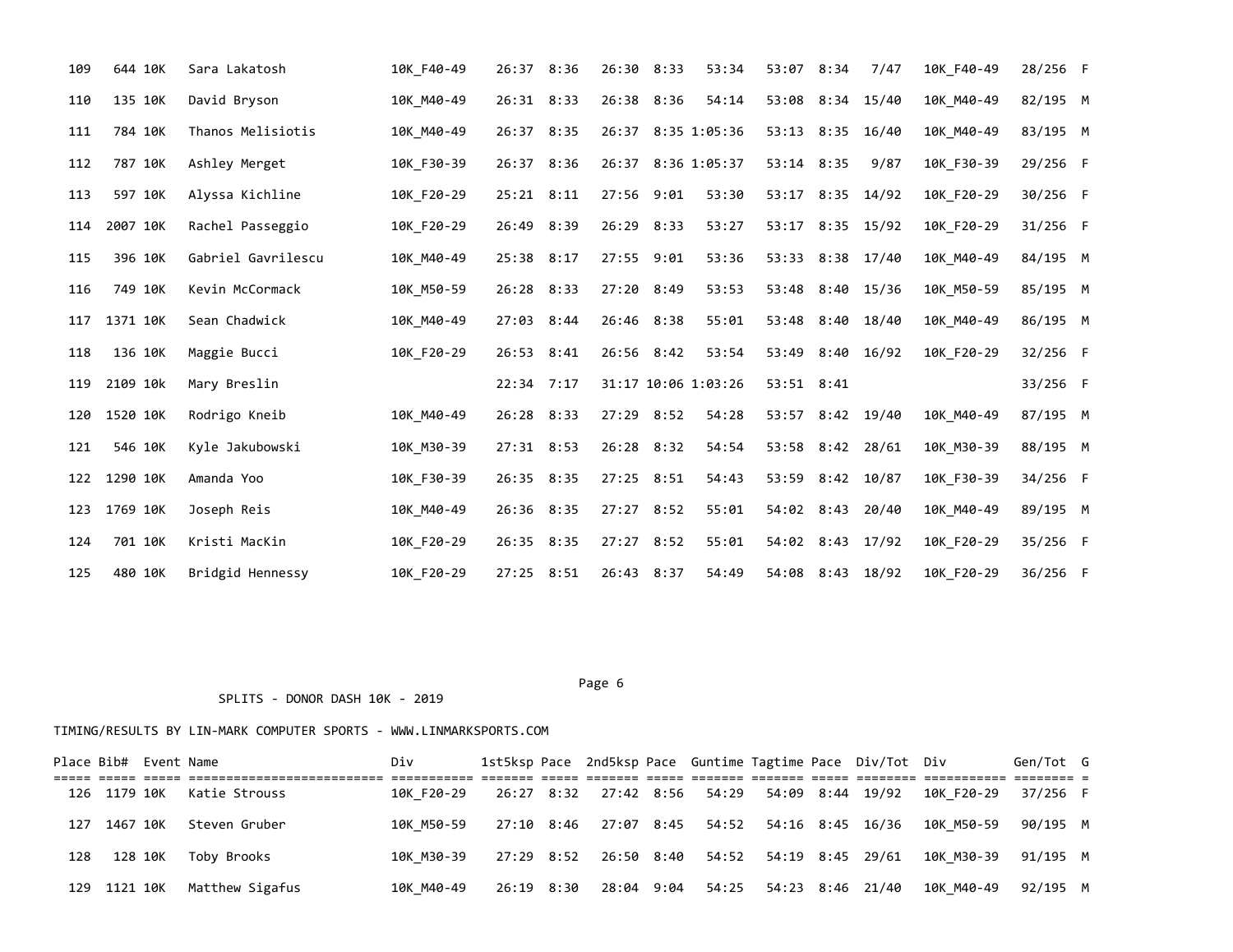| Place | Bib# | Event | Name | Div | 1st5ksp | Pace | 2nd5ksp | Pace | Guntime | Tagtime | Pace | Div/Tot | Div | Gen/Tot | G |
|---|---|---|---|---|---|---|---|---|---|---|---|---|---|---|---|
| 109 | 644 | 10K | Sara Lakatosh | 10K_F40-49 | 26:37 | 8:36 | 26:30 | 8:33 | 53:34 | 53:07 | 8:34 | 7/47 | 10K_F40-49 | 28/256 | F |
| 110 | 135 | 10K | David Bryson | 10K_M40-49 | 26:31 | 8:33 | 26:38 | 8:36 | 54:14 | 53:08 | 8:34 | 15/40 | 10K_M40-49 | 82/195 | M |
| 111 | 784 | 10K | Thanos Melisiotis | 10K_M40-49 | 26:37 | 8:35 | 26:37 | 8:35 | 1:05:36 | 53:13 | 8:35 | 16/40 | 10K_M40-49 | 83/195 | M |
| 112 | 787 | 10K | Ashley Merget | 10K_F30-39 | 26:37 | 8:36 | 26:37 | 8:36 | 1:05:37 | 53:14 | 8:35 | 9/87 | 10K_F30-39 | 29/256 | F |
| 113 | 597 | 10K | Alyssa Kichline | 10K_F20-29 | 25:21 | 8:11 | 27:56 | 9:01 | 53:30 | 53:17 | 8:35 | 14/92 | 10K_F20-29 | 30/256 | F |
| 114 | 2007 | 10K | Rachel Passeggio | 10K_F20-29 | 26:49 | 8:39 | 26:29 | 8:33 | 53:27 | 53:17 | 8:35 | 15/92 | 10K_F20-29 | 31/256 | F |
| 115 | 396 | 10K | Gabriel Gavrilescu | 10K_M40-49 | 25:38 | 8:17 | 27:55 | 9:01 | 53:36 | 53:33 | 8:38 | 17/40 | 10K_M40-49 | 84/195 | M |
| 116 | 749 | 10K | Kevin McCormack | 10K_M50-59 | 26:28 | 8:33 | 27:20 | 8:49 | 53:53 | 53:48 | 8:40 | 15/36 | 10K_M50-59 | 85/195 | M |
| 117 | 1371 | 10K | Sean Chadwick | 10K_M40-49 | 27:03 | 8:44 | 26:46 | 8:38 | 55:01 | 53:48 | 8:40 | 18/40 | 10K_M40-49 | 86/195 | M |
| 118 | 136 | 10K | Maggie Bucci | 10K_F20-29 | 26:53 | 8:41 | 26:56 | 8:42 | 53:54 | 53:49 | 8:40 | 16/92 | 10K_F20-29 | 32/256 | F |
| 119 | 2109 | 10k | Mary Breslin | | 22:34 | 7:17 | 31:17 | 10:06 | 1:03:26 | 53:51 | 8:41 | | | 33/256 | F |
| 120 | 1520 | 10K | Rodrigo Kneib | 10K_M40-49 | 26:28 | 8:33 | 27:29 | 8:52 | 54:28 | 53:57 | 8:42 | 19/40 | 10K_M40-49 | 87/195 | M |
| 121 | 546 | 10K | Kyle Jakubowski | 10K_M30-39 | 27:31 | 8:53 | 26:28 | 8:32 | 54:54 | 53:58 | 8:42 | 28/61 | 10K_M30-39 | 88/195 | M |
| 122 | 1290 | 10K | Amanda Yoo | 10K_F30-39 | 26:35 | 8:35 | 27:25 | 8:51 | 54:43 | 53:59 | 8:42 | 10/87 | 10K_F30-39 | 34/256 | F |
| 123 | 1769 | 10K | Joseph Reis | 10K_M40-49 | 26:36 | 8:35 | 27:27 | 8:52 | 55:01 | 54:02 | 8:43 | 20/40 | 10K_M40-49 | 89/195 | M |
| 124 | 701 | 10K | Kristi MacKin | 10K_F20-29 | 26:35 | 8:35 | 27:27 | 8:52 | 55:01 | 54:02 | 8:43 | 17/92 | 10K_F20-29 | 35/256 | F |
| 125 | 480 | 10K | Bridgid Hennessy | 10K_F20-29 | 27:25 | 8:51 | 26:43 | 8:37 | 54:49 | 54:08 | 8:43 | 18/92 | 10K_F20-29 | 36/256 | F |

SPLITS - DONOR DASH 10K - 2019

TIMING/RESULTS BY LIN-MARK COMPUTER SPORTS - WWW.LINMARKSPORTS.COM

| Place | Bib# | Event | Name | Div | 1st5ksp | Pace | 2nd5ksp | Pace | Guntime | Tagtime | Pace | Div/Tot | Div | Gen/Tot | G |
|---|---|---|---|---|---|---|---|---|---|---|---|---|---|---|---|
| 126 | 1179 | 10K | Katie Strouss | 10K_F20-29 | 26:27 | 8:32 | 27:42 | 8:56 | 54:29 | 54:09 | 8:44 | 19/92 | 10K_F20-29 | 37/256 | F |
| 127 | 1467 | 10K | Steven Gruber | 10K_M50-59 | 27:10 | 8:46 | 27:07 | 8:45 | 54:52 | 54:16 | 8:45 | 16/36 | 10K_M50-59 | 90/195 | M |
| 128 | 128 | 10K | Toby Brooks | 10K_M30-39 | 27:29 | 8:52 | 26:50 | 8:40 | 54:52 | 54:19 | 8:45 | 29/61 | 10K_M30-39 | 91/195 | M |
| 129 | 1121 | 10K | Matthew Sigafus | 10K_M40-49 | 26:19 | 8:30 | 28:04 | 9:04 | 54:25 | 54:23 | 8:46 | 21/40 | 10K_M40-49 | 92/195 | M |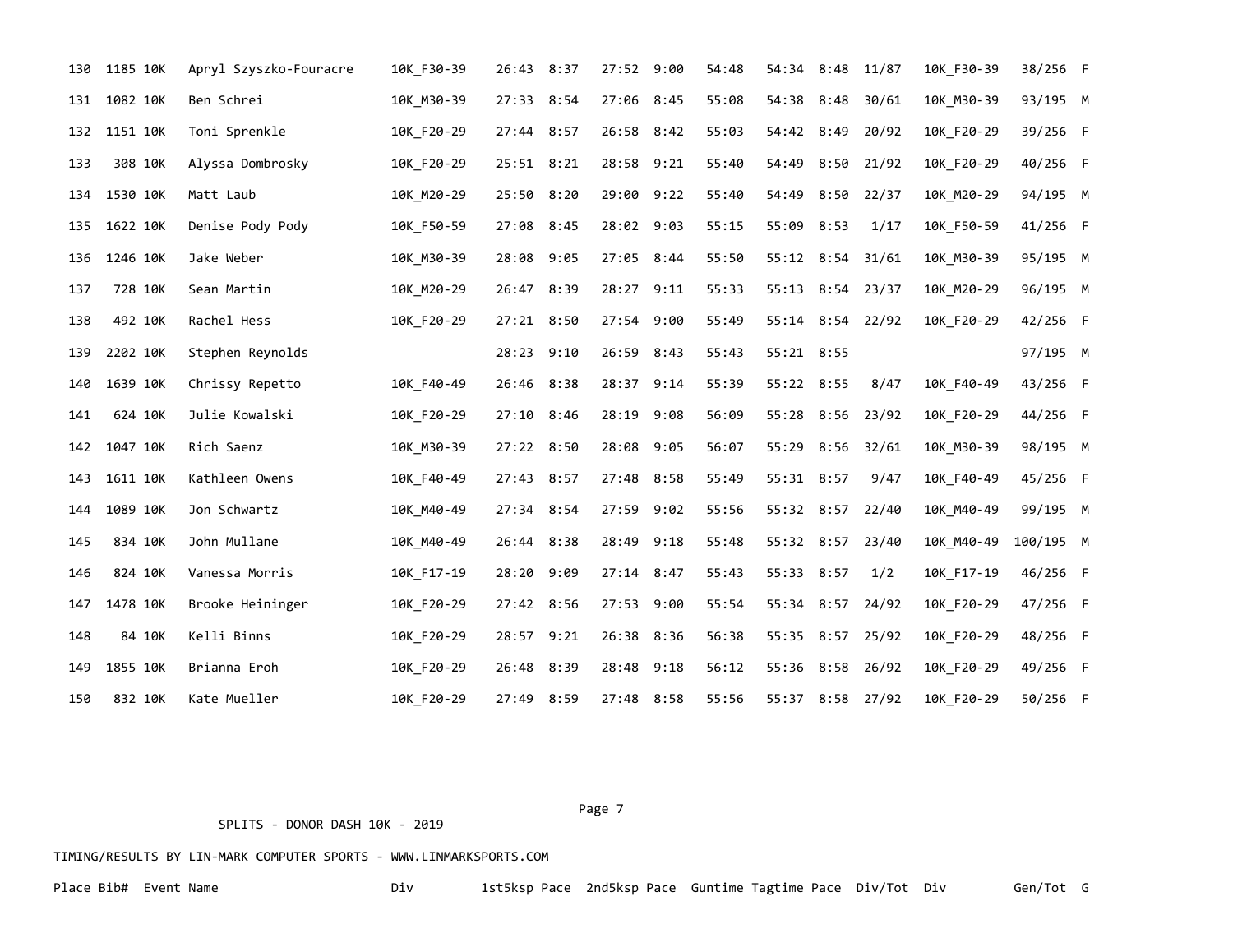| Place | Bib# | Event | Name | Div | 1st5ksp | Pace | 2nd5ksp | Pace | Guntime | Tagtime | Pace | Div/Tot | Div | Gen/Tot | G |
|---|---|---|---|---|---|---|---|---|---|---|---|---|---|---|---|
| 130 | 1185 | 10K | Apryl Szyszko-Fouracre | 10K_F30-39 | 26:43 | 8:37 | 27:52 | 9:00 | 54:48 | 54:34 | 8:48 | 11/87 | 10K_F30-39 | 38/256 | F |
| 131 | 1082 | 10K | Ben Schrei | 10K_M30-39 | 27:33 | 8:54 | 27:06 | 8:45 | 55:08 | 54:38 | 8:48 | 30/61 | 10K_M30-39 | 93/195 | M |
| 132 | 1151 | 10K | Toni Sprenkle | 10K_F20-29 | 27:44 | 8:57 | 26:58 | 8:42 | 55:03 | 54:42 | 8:49 | 20/92 | 10K_F20-29 | 39/256 | F |
| 133 | 308 | 10K | Alyssa Dombrosky | 10K_F20-29 | 25:51 | 8:21 | 28:58 | 9:21 | 55:40 | 54:49 | 8:50 | 21/92 | 10K_F20-29 | 40/256 | F |
| 134 | 1530 | 10K | Matt Laub | 10K_M20-29 | 25:50 | 8:20 | 29:00 | 9:22 | 55:40 | 54:49 | 8:50 | 22/37 | 10K_M20-29 | 94/195 | M |
| 135 | 1622 | 10K | Denise Pody Pody | 10K_F50-59 | 27:08 | 8:45 | 28:02 | 9:03 | 55:15 | 55:09 | 8:53 | 1/17 | 10K_F50-59 | 41/256 | F |
| 136 | 1246 | 10K | Jake Weber | 10K_M30-39 | 28:08 | 9:05 | 27:05 | 8:44 | 55:50 | 55:12 | 8:54 | 31/61 | 10K_M30-39 | 95/195 | M |
| 137 | 728 | 10K | Sean Martin | 10K_M20-29 | 26:47 | 8:39 | 28:27 | 9:11 | 55:33 | 55:13 | 8:54 | 23/37 | 10K_M20-29 | 96/195 | M |
| 138 | 492 | 10K | Rachel Hess | 10K_F20-29 | 27:21 | 8:50 | 27:54 | 9:00 | 55:49 | 55:14 | 8:54 | 22/92 | 10K_F20-29 | 42/256 | F |
| 139 | 2202 | 10K | Stephen Reynolds | | 28:23 | 9:10 | 26:59 | 8:43 | 55:43 | 55:21 | 8:55 | | | 97/195 | M |
| 140 | 1639 | 10K | Chrissy Repetto | 10K_F40-49 | 26:46 | 8:38 | 28:37 | 9:14 | 55:39 | 55:22 | 8:55 | 8/47 | 10K_F40-49 | 43/256 | F |
| 141 | 624 | 10K | Julie Kowalski | 10K_F20-29 | 27:10 | 8:46 | 28:19 | 9:08 | 56:09 | 55:28 | 8:56 | 23/92 | 10K_F20-29 | 44/256 | F |
| 142 | 1047 | 10K | Rich Saenz | 10K_M30-39 | 27:22 | 8:50 | 28:08 | 9:05 | 56:07 | 55:29 | 8:56 | 32/61 | 10K_M30-39 | 98/195 | M |
| 143 | 1611 | 10K | Kathleen Owens | 10K_F40-49 | 27:43 | 8:57 | 27:48 | 8:58 | 55:49 | 55:31 | 8:57 | 9/47 | 10K_F40-49 | 45/256 | F |
| 144 | 1089 | 10K | Jon Schwartz | 10K_M40-49 | 27:34 | 8:54 | 27:59 | 9:02 | 55:56 | 55:32 | 8:57 | 22/40 | 10K_M40-49 | 99/195 | M |
| 145 | 834 | 10K | John Mullane | 10K_M40-49 | 26:44 | 8:38 | 28:49 | 9:18 | 55:48 | 55:32 | 8:57 | 23/40 | 10K_M40-49 | 100/195 | M |
| 146 | 824 | 10K | Vanessa Morris | 10K_F17-19 | 28:20 | 9:09 | 27:14 | 8:47 | 55:43 | 55:33 | 8:57 | 1/2 | 10K_F17-19 | 46/256 | F |
| 147 | 1478 | 10K | Brooke Heininger | 10K_F20-29 | 27:42 | 8:56 | 27:53 | 9:00 | 55:54 | 55:34 | 8:57 | 24/92 | 10K_F20-29 | 47/256 | F |
| 148 | 84 | 10K | Kelli Binns | 10K_F20-29 | 28:57 | 9:21 | 26:38 | 8:36 | 56:38 | 55:35 | 8:57 | 25/92 | 10K_F20-29 | 48/256 | F |
| 149 | 1855 | 10K | Brianna Eroh | 10K_F20-29 | 26:48 | 8:39 | 28:48 | 9:18 | 56:12 | 55:36 | 8:58 | 26/92 | 10K_F20-29 | 49/256 | F |
| 150 | 832 | 10K | Kate Mueller | 10K_F20-29 | 27:49 | 8:59 | 27:48 | 8:58 | 55:56 | 55:37 | 8:58 | 27/92 | 10K_F20-29 | 50/256 | F |

SPLITS - DONOR DASH 10K - 2019

TIMING/RESULTS BY LIN-MARK COMPUTER SPORTS - WWW.LINMARKSPORTS.COM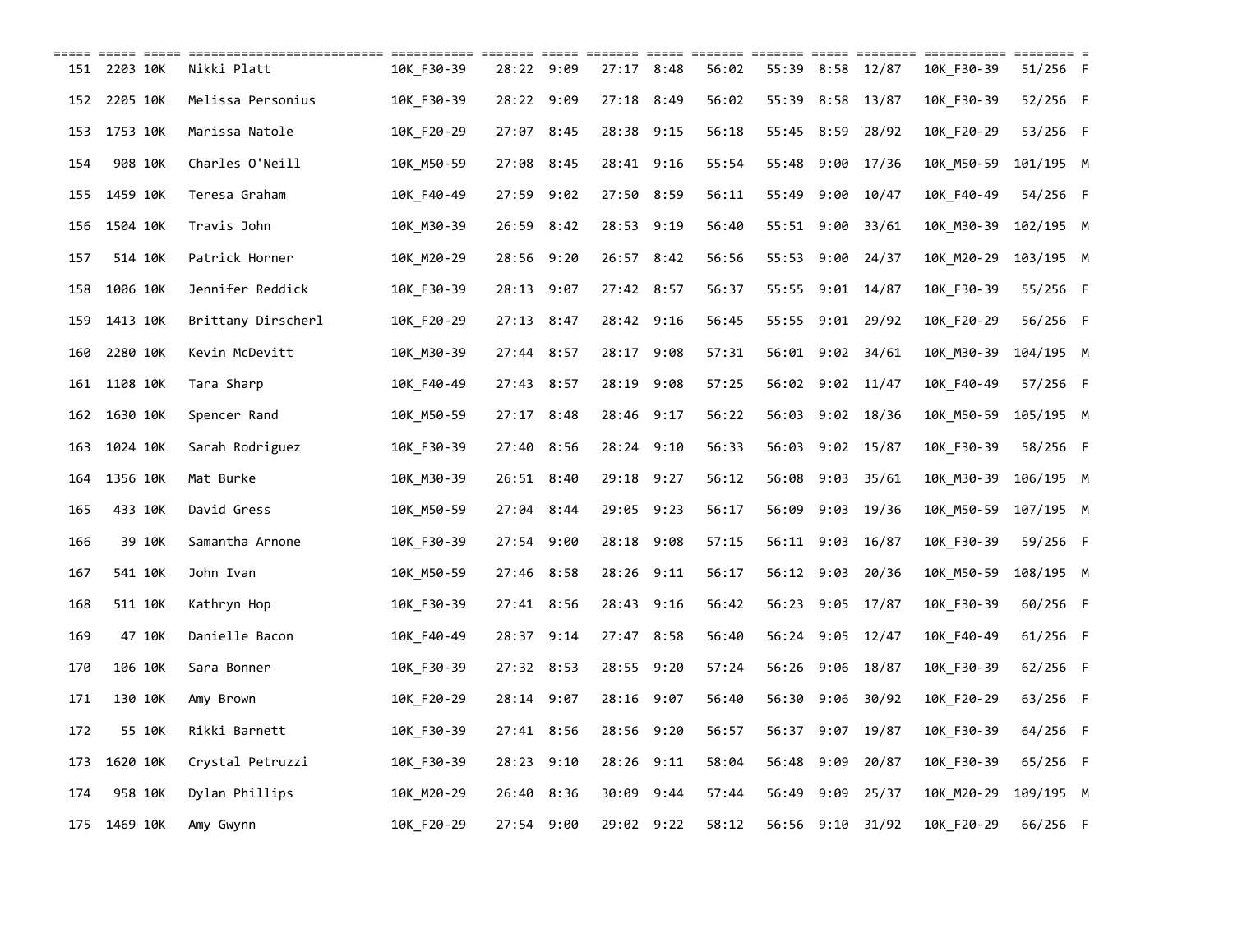| | | | | | | | | | | | | | | | | |
|---|---|---|---|---|---|---|---|---|---|---|---|---|---|---|---|---|
| 151 | 2203 | 10K | Nikki Platt | 10K_F30-39 | 28:22 | 9:09 | 27:17 | 8:48 | 56:02 | 55:39 | 8:58 | 12/87 | 10K_F30-39 | 51/256 | F |
| 152 | 2205 | 10K | Melissa Personius | 10K_F30-39 | 28:22 | 9:09 | 27:18 | 8:49 | 56:02 | 55:39 | 8:58 | 13/87 | 10K_F30-39 | 52/256 | F |
| 153 | 1753 | 10K | Marissa Natole | 10K_F20-29 | 27:07 | 8:45 | 28:38 | 9:15 | 56:18 | 55:45 | 8:59 | 28/92 | 10K_F20-29 | 53/256 | F |
| 154 | 908 | 10K | Charles O'Neill | 10K_M50-59 | 27:08 | 8:45 | 28:41 | 9:16 | 55:54 | 55:48 | 9:00 | 17/36 | 10K_M50-59 | 101/195 | M |
| 155 | 1459 | 10K | Teresa Graham | 10K_F40-49 | 27:59 | 9:02 | 27:50 | 8:59 | 56:11 | 55:49 | 9:00 | 10/47 | 10K_F40-49 | 54/256 | F |
| 156 | 1504 | 10K | Travis John | 10K_M30-39 | 26:59 | 8:42 | 28:53 | 9:19 | 56:40 | 55:51 | 9:00 | 33/61 | 10K_M30-39 | 102/195 | M |
| 157 | 514 | 10K | Patrick Horner | 10K_M20-29 | 28:56 | 9:20 | 26:57 | 8:42 | 56:56 | 55:53 | 9:00 | 24/37 | 10K_M20-29 | 103/195 | M |
| 158 | 1006 | 10K | Jennifer Reddick | 10K_F30-39 | 28:13 | 9:07 | 27:42 | 8:57 | 56:37 | 55:55 | 9:01 | 14/87 | 10K_F30-39 | 55/256 | F |
| 159 | 1413 | 10K | Brittany Dirscherl | 10K_F20-29 | 27:13 | 8:47 | 28:42 | 9:16 | 56:45 | 55:55 | 9:01 | 29/92 | 10K_F20-29 | 56/256 | F |
| 160 | 2280 | 10K | Kevin McDevitt | 10K_M30-39 | 27:44 | 8:57 | 28:17 | 9:08 | 57:31 | 56:01 | 9:02 | 34/61 | 10K_M30-39 | 104/195 | M |
| 161 | 1108 | 10K | Tara Sharp | 10K_F40-49 | 27:43 | 8:57 | 28:19 | 9:08 | 57:25 | 56:02 | 9:02 | 11/47 | 10K_F40-49 | 57/256 | F |
| 162 | 1630 | 10K | Spencer Rand | 10K_M50-59 | 27:17 | 8:48 | 28:46 | 9:17 | 56:22 | 56:03 | 9:02 | 18/36 | 10K_M50-59 | 105/195 | M |
| 163 | 1024 | 10K | Sarah Rodriguez | 10K_F30-39 | 27:40 | 8:56 | 28:24 | 9:10 | 56:33 | 56:03 | 9:02 | 15/87 | 10K_F30-39 | 58/256 | F |
| 164 | 1356 | 10K | Mat Burke | 10K_M30-39 | 26:51 | 8:40 | 29:18 | 9:27 | 56:12 | 56:08 | 9:03 | 35/61 | 10K_M30-39 | 106/195 | M |
| 165 | 433 | 10K | David Gress | 10K_M50-59 | 27:04 | 8:44 | 29:05 | 9:23 | 56:17 | 56:09 | 9:03 | 19/36 | 10K_M50-59 | 107/195 | M |
| 166 | 39 | 10K | Samantha Arnone | 10K_F30-39 | 27:54 | 9:00 | 28:18 | 9:08 | 57:15 | 56:11 | 9:03 | 16/87 | 10K_F30-39 | 59/256 | F |
| 167 | 541 | 10K | John Ivan | 10K_M50-59 | 27:46 | 8:58 | 28:26 | 9:11 | 56:17 | 56:12 | 9:03 | 20/36 | 10K_M50-59 | 108/195 | M |
| 168 | 511 | 10K | Kathryn Hop | 10K_F30-39 | 27:41 | 8:56 | 28:43 | 9:16 | 56:42 | 56:23 | 9:05 | 17/87 | 10K_F30-39 | 60/256 | F |
| 169 | 47 | 10K | Danielle Bacon | 10K_F40-49 | 28:37 | 9:14 | 27:47 | 8:58 | 56:40 | 56:24 | 9:05 | 12/47 | 10K_F40-49 | 61/256 | F |
| 170 | 106 | 10K | Sara Bonner | 10K_F30-39 | 27:32 | 8:53 | 28:55 | 9:20 | 57:24 | 56:26 | 9:06 | 18/87 | 10K_F30-39 | 62/256 | F |
| 171 | 130 | 10K | Amy Brown | 10K_F20-29 | 28:14 | 9:07 | 28:16 | 9:07 | 56:40 | 56:30 | 9:06 | 30/92 | 10K_F20-29 | 63/256 | F |
| 172 | 55 | 10K | Rikki Barnett | 10K_F30-39 | 27:41 | 8:56 | 28:56 | 9:20 | 56:57 | 56:37 | 9:07 | 19/87 | 10K_F30-39 | 64/256 | F |
| 173 | 1620 | 10K | Crystal Petruzzi | 10K_F30-39 | 28:23 | 9:10 | 28:26 | 9:11 | 58:04 | 56:48 | 9:09 | 20/87 | 10K_F30-39 | 65/256 | F |
| 174 | 958 | 10K | Dylan Phillips | 10K_M20-29 | 26:40 | 8:36 | 30:09 | 9:44 | 57:44 | 56:49 | 9:09 | 25/37 | 10K_M20-29 | 109/195 | M |
| 175 | 1469 | 10K | Amy Gwynn | 10K_F20-29 | 27:54 | 9:00 | 29:02 | 9:22 | 58:12 | 56:56 | 9:10 | 31/92 | 10K_F20-29 | 66/256 | F |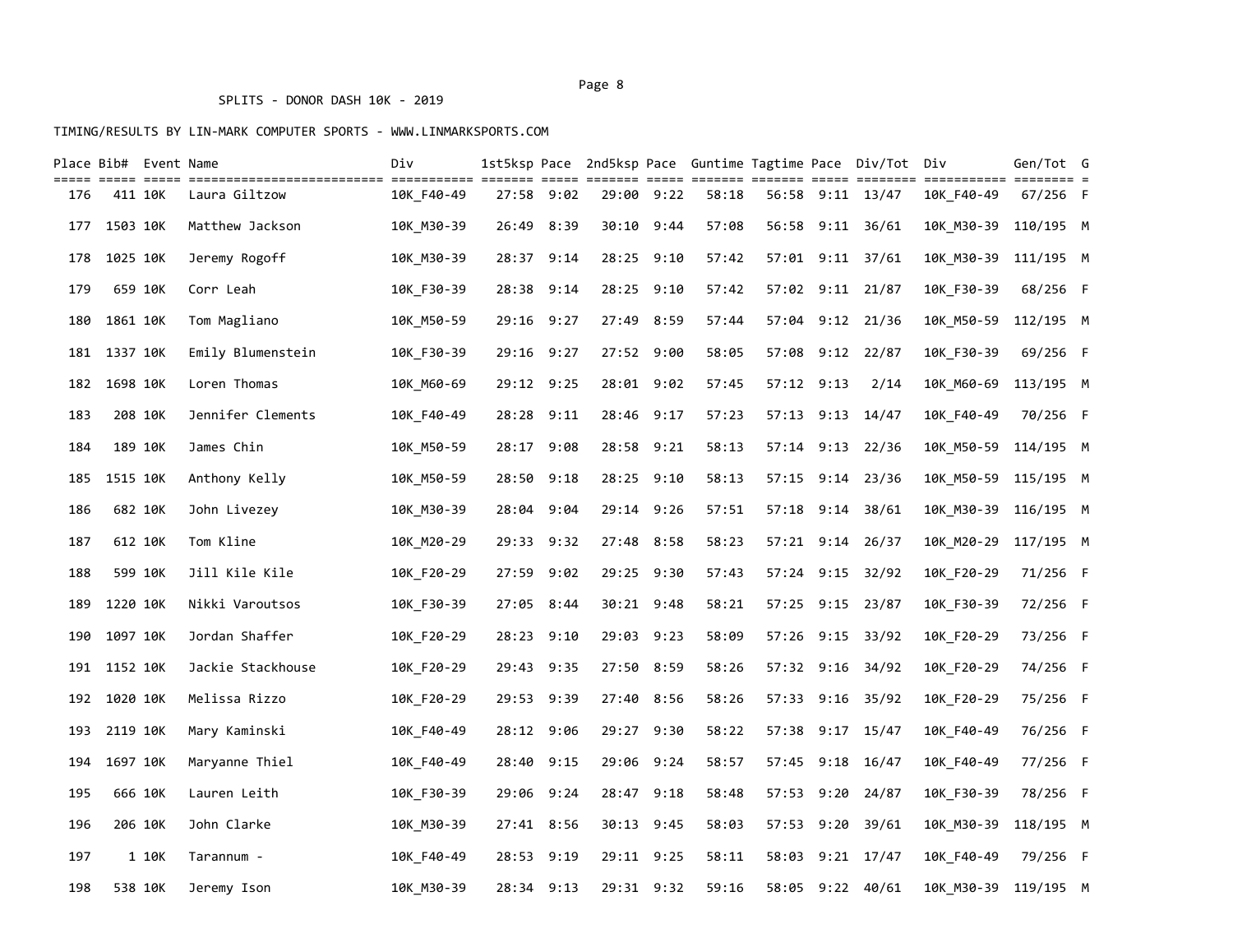SPLITS - DONOR DASH 10K - 2019

TIMING/RESULTS BY LIN-MARK COMPUTER SPORTS - WWW.LINMARKSPORTS.COM

| Place | Bib# | Event | Name | Div | 1st5ksp | Pace | 2nd5ksp | Pace | Guntime | Tagtime | Pace | Div/Tot | Div | Gen/Tot | G |
|---|---|---|---|---|---|---|---|---|---|---|---|---|---|---|---|
| 176 | 411 | 10K | Laura Giltzow | 10K_F40-49 | 27:58 | 9:02 | 29:00 | 9:22 | 58:18 | 56:58 | 9:11 | 13/47 | 10K_F40-49 | 67/256 | F |
| 177 | 1503 | 10K | Matthew Jackson | 10K_M30-39 | 26:49 | 8:39 | 30:10 | 9:44 | 57:08 | 56:58 | 9:11 | 36/61 | 10K_M30-39 | 110/195 | M |
| 178 | 1025 | 10K | Jeremy Rogoff | 10K_M30-39 | 28:37 | 9:14 | 28:25 | 9:10 | 57:42 | 57:01 | 9:11 | 37/61 | 10K_M30-39 | 111/195 | M |
| 179 | 659 | 10K | Corr Leah | 10K_F30-39 | 28:38 | 9:14 | 28:25 | 9:10 | 57:42 | 57:02 | 9:11 | 21/87 | 10K_F30-39 | 68/256 | F |
| 180 | 1861 | 10K | Tom Magliano | 10K_M50-59 | 29:16 | 9:27 | 27:49 | 8:59 | 57:44 | 57:04 | 9:12 | 21/36 | 10K_M50-59 | 112/195 | M |
| 181 | 1337 | 10K | Emily Blumenstein | 10K_F30-39 | 29:16 | 9:27 | 27:52 | 9:00 | 58:05 | 57:08 | 9:12 | 22/87 | 10K_F30-39 | 69/256 | F |
| 182 | 1698 | 10K | Loren Thomas | 10K_M60-69 | 29:12 | 9:25 | 28:01 | 9:02 | 57:45 | 57:12 | 9:13 | 2/14 | 10K_M60-69 | 113/195 | M |
| 183 | 208 | 10K | Jennifer Clements | 10K_F40-49 | 28:28 | 9:11 | 28:46 | 9:17 | 57:23 | 57:13 | 9:13 | 14/47 | 10K_F40-49 | 70/256 | F |
| 184 | 189 | 10K | James Chin | 10K_M50-59 | 28:17 | 9:08 | 28:58 | 9:21 | 58:13 | 57:14 | 9:13 | 22/36 | 10K_M50-59 | 114/195 | M |
| 185 | 1515 | 10K | Anthony Kelly | 10K_M50-59 | 28:50 | 9:18 | 28:25 | 9:10 | 58:13 | 57:15 | 9:14 | 23/36 | 10K_M50-59 | 115/195 | M |
| 186 | 682 | 10K | John Livezey | 10K_M30-39 | 28:04 | 9:04 | 29:14 | 9:26 | 57:51 | 57:18 | 9:14 | 38/61 | 10K_M30-39 | 116/195 | M |
| 187 | 612 | 10K | Tom Kline | 10K_M20-29 | 29:33 | 9:32 | 27:48 | 8:58 | 58:23 | 57:21 | 9:14 | 26/37 | 10K_M20-29 | 117/195 | M |
| 188 | 599 | 10K | Jill Kile Kile | 10K_F20-29 | 27:59 | 9:02 | 29:25 | 9:30 | 57:43 | 57:24 | 9:15 | 32/92 | 10K_F20-29 | 71/256 | F |
| 189 | 1220 | 10K | Nikki Varoutsos | 10K_F30-39 | 27:05 | 8:44 | 30:21 | 9:48 | 58:21 | 57:25 | 9:15 | 23/87 | 10K_F30-39 | 72/256 | F |
| 190 | 1097 | 10K | Jordan Shaffer | 10K_F20-29 | 28:23 | 9:10 | 29:03 | 9:23 | 58:09 | 57:26 | 9:15 | 33/92 | 10K_F20-29 | 73/256 | F |
| 191 | 1152 | 10K | Jackie Stackhouse | 10K_F20-29 | 29:43 | 9:35 | 27:50 | 8:59 | 58:26 | 57:32 | 9:16 | 34/92 | 10K_F20-29 | 74/256 | F |
| 192 | 1020 | 10K | Melissa Rizzo | 10K_F20-29 | 29:53 | 9:39 | 27:40 | 8:56 | 58:26 | 57:33 | 9:16 | 35/92 | 10K_F20-29 | 75/256 | F |
| 193 | 2119 | 10K | Mary Kaminski | 10K_F40-49 | 28:12 | 9:06 | 29:27 | 9:30 | 58:22 | 57:38 | 9:17 | 15/47 | 10K_F40-49 | 76/256 | F |
| 194 | 1697 | 10K | Maryanne Thiel | 10K_F40-49 | 28:40 | 9:15 | 29:06 | 9:24 | 58:57 | 57:45 | 9:18 | 16/47 | 10K_F40-49 | 77/256 | F |
| 195 | 666 | 10K | Lauren Leith | 10K_F30-39 | 29:06 | 9:24 | 28:47 | 9:18 | 58:48 | 57:53 | 9:20 | 24/87 | 10K_F30-39 | 78/256 | F |
| 196 | 206 | 10K | John Clarke | 10K_M30-39 | 27:41 | 8:56 | 30:13 | 9:45 | 58:03 | 57:53 | 9:20 | 39/61 | 10K_M30-39 | 118/195 | M |
| 197 | 1 | 10K | Tarannum - | 10K_F40-49 | 28:53 | 9:19 | 29:11 | 9:25 | 58:11 | 58:03 | 9:21 | 17/47 | 10K_F40-49 | 79/256 | F |
| 198 | 538 | 10K | Jeremy Ison | 10K_M30-39 | 28:34 | 9:13 | 29:31 | 9:32 | 59:16 | 58:05 | 9:22 | 40/61 | 10K_M30-39 | 119/195 | M |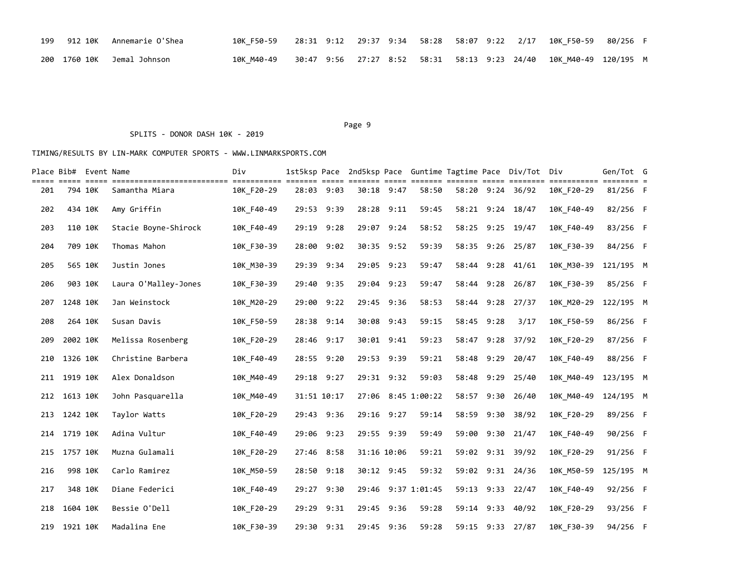| Place | Bib# | Event | Name | Div | 1st5ksp | Pace | 2nd5ksp | Pace | Guntime | Tagtime | Pace | Div/Tot | Div | Gen/Tot | G |
|---|---|---|---|---|---|---|---|---|---|---|---|---|---|---|---|
| 199 | 912 | 10K | Annemarie O'Shea | 10K_F50-59 | 28:31 | 9:12 | 29:37 | 9:34 | 58:28 | 58:07 | 9:22 | 2/17 | 10K_F50-59 | 80/256 | F |
| 200 | 1760 | 10K | Jemal Johnson | 10K_M40-49 | 30:47 | 9:56 | 27:27 | 8:52 | 58:31 | 58:13 | 9:23 | 24/40 | 10K_M40-49 | 120/195 | M |

SPLITS - DONOR DASH 10K - 2019

TIMING/RESULTS BY LIN-MARK COMPUTER SPORTS - WWW.LINMARKSPORTS.COM

| Place | Bib# | Event | Name | Div | 1st5ksp | Pace | 2nd5ksp | Pace | Guntime | Tagtime | Pace | Div/Tot | Div | Gen/Tot | G |
|---|---|---|---|---|---|---|---|---|---|---|---|---|---|---|---|
| 201 | 794 | 10K | Samantha Miara | 10K_F20-29 | 28:03 | 9:03 | 30:18 | 9:47 | 58:50 | 58:20 | 9:24 | 36/92 | 10K_F20-29 | 81/256 | F |
| 202 | 434 | 10K | Amy Griffin | 10K_F40-49 | 29:53 | 9:39 | 28:28 | 9:11 | 59:45 | 58:21 | 9:24 | 18/47 | 10K_F40-49 | 82/256 | F |
| 203 | 110 | 10K | Stacie Boyne-Shirock | 10K_F40-49 | 29:19 | 9:28 | 29:07 | 9:24 | 58:52 | 58:25 | 9:25 | 19/47 | 10K_F40-49 | 83/256 | F |
| 204 | 709 | 10K | Thomas Mahon | 10K_F30-39 | 28:00 | 9:02 | 30:35 | 9:52 | 59:39 | 58:35 | 9:26 | 25/87 | 10K_F30-39 | 84/256 | F |
| 205 | 565 | 10K | Justin Jones | 10K_M30-39 | 29:39 | 9:34 | 29:05 | 9:23 | 59:47 | 58:44 | 9:28 | 41/61 | 10K_M30-39 | 121/195 | M |
| 206 | 903 | 10K | Laura O'Malley-Jones | 10K_F30-39 | 29:40 | 9:35 | 29:04 | 9:23 | 59:47 | 58:44 | 9:28 | 26/87 | 10K_F30-39 | 85/256 | F |
| 207 | 1248 | 10K | Jan Weinstock | 10K_M20-29 | 29:00 | 9:22 | 29:45 | 9:36 | 58:53 | 58:44 | 9:28 | 27/37 | 10K_M20-29 | 122/195 | M |
| 208 | 264 | 10K | Susan Davis | 10K_F50-59 | 28:38 | 9:14 | 30:08 | 9:43 | 59:15 | 58:45 | 9:28 | 3/17 | 10K_F50-59 | 86/256 | F |
| 209 | 2002 | 10K | Melissa Rosenberg | 10K_F20-29 | 28:46 | 9:17 | 30:01 | 9:41 | 59:23 | 58:47 | 9:28 | 37/92 | 10K_F20-29 | 87/256 | F |
| 210 | 1326 | 10K | Christine Barbera | 10K_F40-49 | 28:55 | 9:20 | 29:53 | 9:39 | 59:21 | 58:48 | 9:29 | 20/47 | 10K_F40-49 | 88/256 | F |
| 211 | 1919 | 10K | Alex Donaldson | 10K_M40-49 | 29:18 | 9:27 | 29:31 | 9:32 | 59:03 | 58:48 | 9:29 | 25/40 | 10K_M40-49 | 123/195 | M |
| 212 | 1613 | 10K | John Pasquarella | 10K_M40-49 | 31:51 | 10:17 | 27:06 | 8:45 | 1:00:22 | 58:57 | 9:30 | 26/40 | 10K_M40-49 | 124/195 | M |
| 213 | 1242 | 10K | Taylor Watts | 10K_F20-29 | 29:43 | 9:36 | 29:16 | 9:27 | 59:14 | 58:59 | 9:30 | 38/92 | 10K_F20-29 | 89/256 | F |
| 214 | 1719 | 10K | Adina Vultur | 10K_F40-49 | 29:06 | 9:23 | 29:55 | 9:39 | 59:49 | 59:00 | 9:30 | 21/47 | 10K_F40-49 | 90/256 | F |
| 215 | 1757 | 10K | Muzna Gulamali | 10K_F20-29 | 27:46 | 8:58 | 31:16 | 10:06 | 59:21 | 59:02 | 9:31 | 39/92 | 10K_F20-29 | 91/256 | F |
| 216 | 998 | 10K | Carlo Ramirez | 10K_M50-59 | 28:50 | 9:18 | 30:12 | 9:45 | 59:32 | 59:02 | 9:31 | 24/36 | 10K_M50-59 | 125/195 | M |
| 217 | 348 | 10K | Diane Federici | 10K_F40-49 | 29:27 | 9:30 | 29:46 | 9:37 | 1:01:45 | 59:13 | 9:33 | 22/47 | 10K_F40-49 | 92/256 | F |
| 218 | 1604 | 10K | Bessie O'Dell | 10K_F20-29 | 29:29 | 9:31 | 29:45 | 9:36 | 59:28 | 59:14 | 9:33 | 40/92 | 10K_F20-29 | 93/256 | F |
| 219 | 1921 | 10K | Madalina Ene | 10K_F30-39 | 29:30 | 9:31 | 29:45 | 9:36 | 59:28 | 59:15 | 9:33 | 27/87 | 10K_F30-39 | 94/256 | F |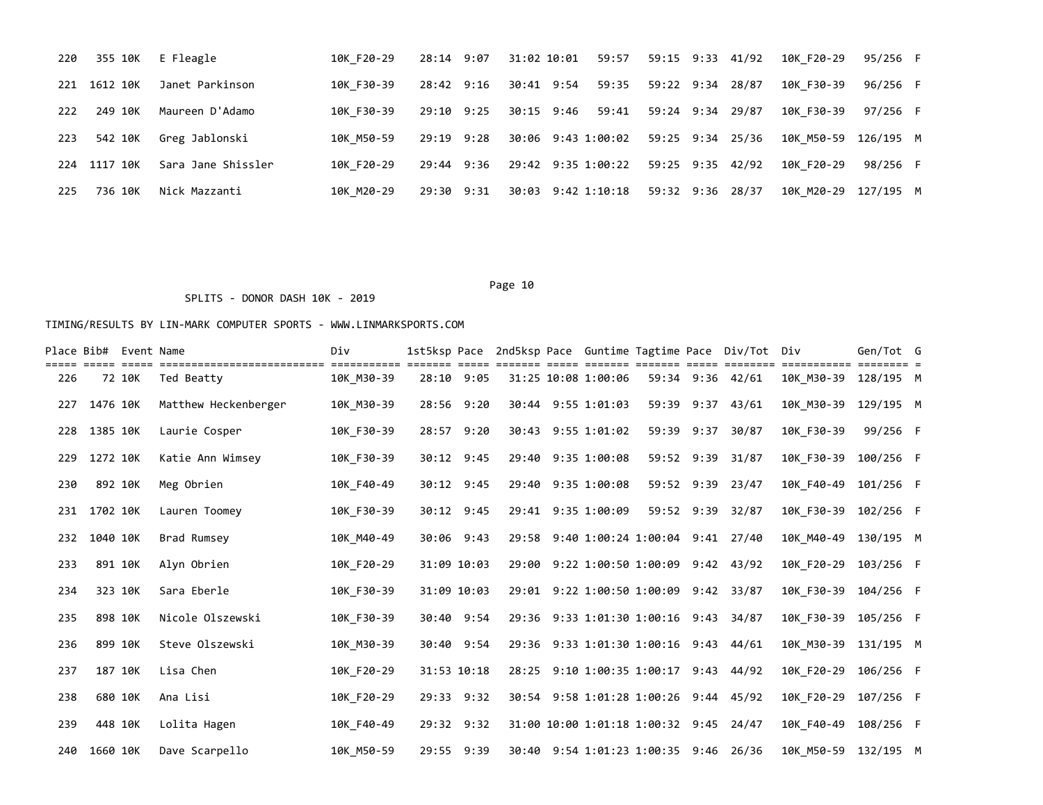| Place | Bib# | Event | Name | Div | 1st5ksp | Pace | 2nd5ksp | Pace | Guntime | Tagtime | Pace | Div/Tot | Div | Gen/Tot | G |
|---|---|---|---|---|---|---|---|---|---|---|---|---|---|---|---|
| 220 | 355 | 10K | E Fleagle | 10K_F20-29 | 28:14 | 9:07 | 31:02 | 10:01 | 59:57 | 59:15 | 9:33 | 41/92 | 10K_F20-29 | 95/256 | F |
| 221 | 1612 | 10K | Janet Parkinson | 10K_F30-39 | 28:42 | 9:16 | 30:41 | 9:54 | 59:35 | 59:22 | 9:34 | 28/87 | 10K_F30-39 | 96/256 | F |
| 222 | 249 | 10K | Maureen D'Adamo | 10K_F30-39 | 29:10 | 9:25 | 30:15 | 9:46 | 59:41 | 59:24 | 9:34 | 29/87 | 10K_F30-39 | 97/256 | F |
| 223 | 542 | 10K | Greg Jablonski | 10K_M50-59 | 29:19 | 9:28 | 30:06 | 9:43 | 1:00:02 | 59:25 | 9:34 | 25/36 | 10K_M50-59 | 126/195 | M |
| 224 | 1117 | 10K | Sara Jane Shissler | 10K_F20-29 | 29:44 | 9:36 | 29:42 | 9:35 | 1:00:22 | 59:25 | 9:35 | 42/92 | 10K_F20-29 | 98/256 | F |
| 225 | 736 | 10K | Nick Mazzanti | 10K_M20-29 | 29:30 | 9:31 | 30:03 | 9:42 | 1:10:18 | 59:32 | 9:36 | 28/37 | 10K_M20-29 | 127/195 | M |
| 226 | 72 | 10K | Ted Beatty | 10K_M30-39 | 28:10 | 9:05 | 31:25 | 10:08 | 1:00:06 | 59:34 | 9:36 | 42/61 | 10K_M30-39 | 128/195 | M |
| 227 | 1476 | 10K | Matthew Heckenberger | 10K_M30-39 | 28:56 | 9:20 | 30:44 | 9:55 | 1:01:03 | 59:39 | 9:37 | 43/61 | 10K_M30-39 | 129/195 | M |
| 228 | 1385 | 10K | Laurie Cosper | 10K_F30-39 | 28:57 | 9:20 | 30:43 | 9:55 | 1:01:02 | 59:39 | 9:37 | 30/87 | 10K_F30-39 | 99/256 | F |
| 229 | 1272 | 10K | Katie Ann Wimsey | 10K_F30-39 | 30:12 | 9:45 | 29:40 | 9:35 | 1:00:08 | 59:52 | 9:39 | 31/87 | 10K_F30-39 | 100/256 | F |
| 230 | 892 | 10K | Meg Obrien | 10K_F40-49 | 30:12 | 9:45 | 29:40 | 9:35 | 1:00:08 | 59:52 | 9:39 | 23/47 | 10K_F40-49 | 101/256 | F |
| 231 | 1702 | 10K | Lauren Toomey | 10K_F30-39 | 30:12 | 9:45 | 29:41 | 9:35 | 1:00:09 | 59:52 | 9:39 | 32/87 | 10K_F30-39 | 102/256 | F |
| 232 | 1040 | 10K | Brad Rumsey | 10K_M40-49 | 30:06 | 9:43 | 29:58 | 9:40 | 1:00:24 | 1:00:04 | 9:41 | 27/40 | 10K_M40-49 | 130/195 | M |
| 233 | 891 | 10K | Alyn Obrien | 10K_F20-29 | 31:09 | 10:03 | 29:00 | 9:22 | 1:00:50 | 1:00:09 | 9:42 | 43/92 | 10K_F20-29 | 103/256 | F |
| 234 | 323 | 10K | Sara Eberle | 10K_F30-39 | 31:09 | 10:03 | 29:01 | 9:22 | 1:00:50 | 1:00:09 | 9:42 | 33/87 | 10K_F30-39 | 104/256 | F |
| 235 | 898 | 10K | Nicole Olszewski | 10K_F30-39 | 30:40 | 9:54 | 29:36 | 9:33 | 1:01:30 | 1:00:16 | 9:43 | 34/87 | 10K_F30-39 | 105/256 | F |
| 236 | 899 | 10K | Steve Olszewski | 10K_M30-39 | 30:40 | 9:54 | 29:36 | 9:33 | 1:01:30 | 1:00:16 | 9:43 | 44/61 | 10K_M30-39 | 131/195 | M |
| 237 | 187 | 10K | Lisa Chen | 10K_F20-29 | 31:53 | 10:18 | 28:25 | 9:10 | 1:00:35 | 1:00:17 | 9:43 | 44/92 | 10K_F20-29 | 106/256 | F |
| 238 | 680 | 10K | Ana Lisi | 10K_F20-29 | 29:33 | 9:32 | 30:54 | 9:58 | 1:01:28 | 1:00:26 | 9:44 | 45/92 | 10K_F20-29 | 107/256 | F |
| 239 | 448 | 10K | Lolita Hagen | 10K_F40-49 | 29:32 | 9:32 | 31:00 | 10:00 | 1:01:18 | 1:00:32 | 9:45 | 24/47 | 10K_F40-49 | 108/256 | F |
| 240 | 1660 | 10K | Dave Scarpello | 10K_M50-59 | 29:55 | 9:39 | 30:40 | 9:54 | 1:01:23 | 1:00:35 | 9:46 | 26/36 | 10K_M50-59 | 132/195 | M |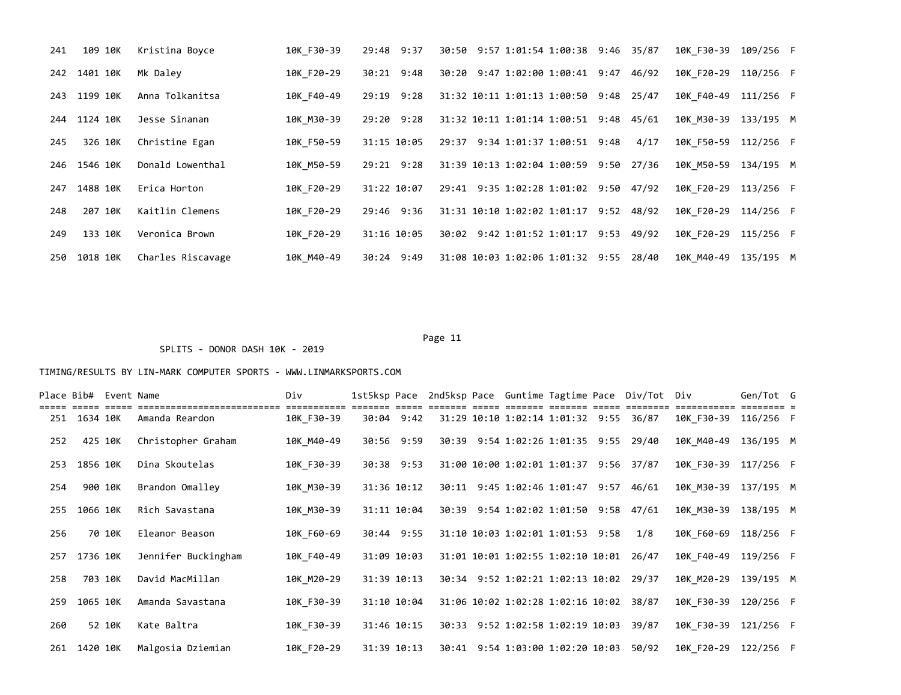| Place | Bib# | Event | Name | Div | 1st5ksp | Pace | 2nd5ksp | Pace | Guntime | Tagtime | Pace | Div/Tot | Div | Gen/Tot | G |
|---|---|---|---|---|---|---|---|---|---|---|---|---|---|---|---|
| 241 | 109 | 10K | Kristina Boyce | 10K_F30-39 | 29:48 | 9:37 | 30:50 | 9:57 | 1:01:54 | 1:00:38 | 9:46 | 35/87 | 10K_F30-39 | 109/256 | F |
| 242 | 1401 | 10K | Mk Daley | 10K_F20-29 | 30:21 | 9:48 | 30:20 | 9:47 | 1:02:00 | 1:00:41 | 9:47 | 46/92 | 10K_F20-29 | 110/256 | F |
| 243 | 1199 | 10K | Anna Tolkanitsa | 10K_F40-49 | 29:19 | 9:28 | 31:32 | 10:11 | 1:01:13 | 1:00:50 | 9:48 | 25/47 | 10K_F40-49 | 111/256 | F |
| 244 | 1124 | 10K | Jesse Sinanan | 10K_M30-39 | 29:20 | 9:28 | 31:32 | 10:11 | 1:01:14 | 1:00:51 | 9:48 | 45/61 | 10K_M30-39 | 133/195 | M |
| 245 | 326 | 10K | Christine Egan | 10K_F50-59 | 31:15 | 10:05 | 29:37 | 9:34 | 1:01:37 | 1:00:51 | 9:48 | 4/17 | 10K_F50-59 | 112/256 | F |
| 246 | 1546 | 10K | Donald Lowenthal | 10K_M50-59 | 29:21 | 9:28 | 31:39 | 10:13 | 1:02:04 | 1:00:59 | 9:50 | 27/36 | 10K_M50-59 | 134/195 | M |
| 247 | 1488 | 10K | Erica Horton | 10K_F20-29 | 31:22 | 10:07 | 29:41 | 9:35 | 1:02:28 | 1:01:02 | 9:50 | 47/92 | 10K_F20-29 | 113/256 | F |
| 248 | 207 | 10K | Kaitlin Clemens | 10K_F20-29 | 29:46 | 9:36 | 31:31 | 10:10 | 1:02:02 | 1:01:17 | 9:52 | 48/92 | 10K_F20-29 | 114/256 | F |
| 249 | 133 | 10K | Veronica Brown | 10K_F20-29 | 31:16 | 10:05 | 30:02 | 9:42 | 1:01:52 | 1:01:17 | 9:53 | 49/92 | 10K_F20-29 | 115/256 | F |
| 250 | 1018 | 10K | Charles Riscavage | 10K_M40-49 | 30:24 | 9:49 | 31:08 | 10:03 | 1:02:06 | 1:01:32 | 9:55 | 28/40 | 10K_M40-49 | 135/195 | M |

SPLITS - DONOR DASH 10K - 2019

TIMING/RESULTS BY LIN-MARK COMPUTER SPORTS - WWW.LINMARKSPORTS.COM

| Place | Bib# | Event | Name | Div | 1st5ksp | Pace | 2nd5ksp | Pace | Guntime | Tagtime | Pace | Div/Tot | Div | Gen/Tot | G |
|---|---|---|---|---|---|---|---|---|---|---|---|---|---|---|---|
| 251 | 1634 | 10K | Amanda Reardon | 10K_F30-39 | 30:04 | 9:42 | 31:29 | 10:10 | 1:02:14 | 1:01:32 | 9:55 | 36/87 | 10K_F30-39 | 116/256 | F |
| 252 | 425 | 10K | Christopher Graham | 10K_M40-49 | 30:56 | 9:59 | 30:39 | 9:54 | 1:02:26 | 1:01:35 | 9:55 | 29/40 | 10K_M40-49 | 136/195 | M |
| 253 | 1856 | 10K | Dina Skoutelas | 10K_F30-39 | 30:38 | 9:53 | 31:00 | 10:00 | 1:02:01 | 1:01:37 | 9:56 | 37/87 | 10K_F30-39 | 117/256 | F |
| 254 | 900 | 10K | Brandon Omalley | 10K_M30-39 | 31:36 | 10:12 | 30:11 | 9:45 | 1:02:46 | 1:01:47 | 9:57 | 46/61 | 10K_M30-39 | 137/195 | M |
| 255 | 1066 | 10K | Rich Savastana | 10K_M30-39 | 31:11 | 10:04 | 30:39 | 9:54 | 1:02:02 | 1:01:50 | 9:58 | 47/61 | 10K_M30-39 | 138/195 | M |
| 256 | 70 | 10K | Eleanor Beason | 10K_F60-69 | 30:44 | 9:55 | 31:10 | 10:03 | 1:02:01 | 1:01:53 | 9:58 | 1/8 | 10K_F60-69 | 118/256 | F |
| 257 | 1736 | 10K | Jennifer Buckingham | 10K_F40-49 | 31:09 | 10:03 | 31:01 | 10:01 | 1:02:55 | 1:02:10 | 10:01 | 26/47 | 10K_F40-49 | 119/256 | F |
| 258 | 703 | 10K | David MacMillan | 10K_M20-29 | 31:39 | 10:13 | 30:34 | 9:52 | 1:02:21 | 1:02:13 | 10:02 | 29/37 | 10K_M20-29 | 139/195 | M |
| 259 | 1065 | 10K | Amanda Savastana | 10K_F30-39 | 31:10 | 10:04 | 31:06 | 10:02 | 1:02:28 | 1:02:16 | 10:02 | 38/87 | 10K_F30-39 | 120/256 | F |
| 260 | 52 | 10K | Kate Baltra | 10K_F30-39 | 31:46 | 10:15 | 30:33 | 9:52 | 1:02:58 | 1:02:19 | 10:03 | 39/87 | 10K_F30-39 | 121/256 | F |
| 261 | 1420 | 10K | Malgosia Dziemian | 10K_F20-29 | 31:39 | 10:13 | 30:41 | 9:54 | 1:03:00 | 1:02:20 | 10:03 | 50/92 | 10K_F20-29 | 122/256 | F |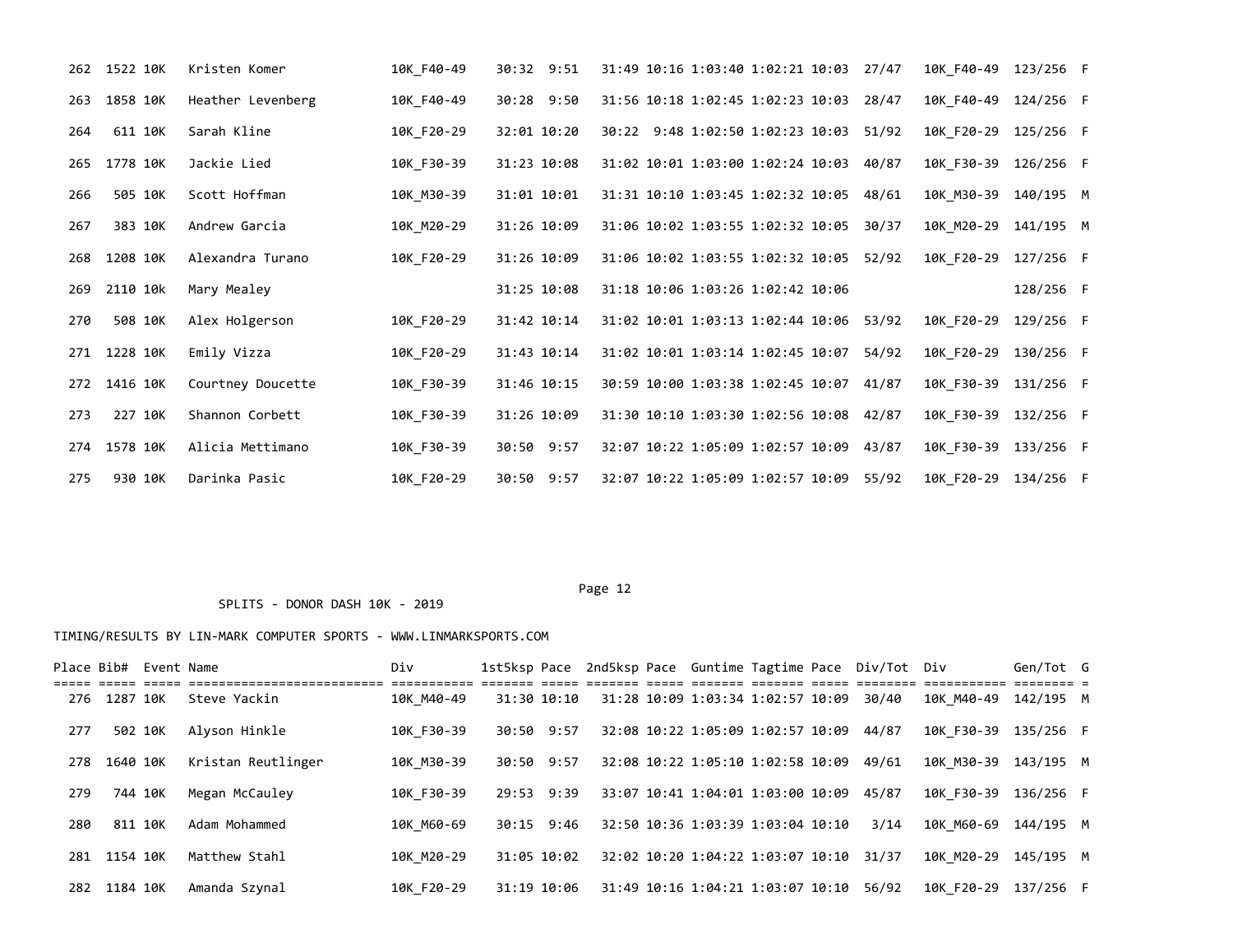| Place | Bib# | Event | Name | Div | 1st5ksp | Pace | 2nd5ksp | Pace | Guntime | Tagtime | Pace | Div/Tot | Div | Gen/Tot | G |
|---|---|---|---|---|---|---|---|---|---|---|---|---|---|---|---|
| 262 | 1522 | 10K | Kristen Komer | 10K_F40-49 | 30:32 | 9:51 | 31:49 | 10:16 | 1:03:40 | 1:02:21 | 10:03 | 27/47 | 10K_F40-49 | 123/256 | F |
| 263 | 1858 | 10K | Heather Levenberg | 10K_F40-49 | 30:28 | 9:50 | 31:56 | 10:18 | 1:02:45 | 1:02:23 | 10:03 | 28/47 | 10K_F40-49 | 124/256 | F |
| 264 | 611 | 10K | Sarah Kline | 10K_F20-29 | 32:01 | 10:20 | 30:22 | 9:48 | 1:02:50 | 1:02:23 | 10:03 | 51/92 | 10K_F20-29 | 125/256 | F |
| 265 | 1778 | 10K | Jackie Lied | 10K_F30-39 | 31:23 | 10:08 | 31:02 | 10:01 | 1:03:00 | 1:02:24 | 10:03 | 40/87 | 10K_F30-39 | 126/256 | F |
| 266 | 505 | 10K | Scott Hoffman | 10K_M30-39 | 31:01 | 10:01 | 31:31 | 10:10 | 1:03:45 | 1:02:32 | 10:05 | 48/61 | 10K_M30-39 | 140/195 | M |
| 267 | 383 | 10K | Andrew Garcia | 10K_M20-29 | 31:26 | 10:09 | 31:06 | 10:02 | 1:03:55 | 1:02:32 | 10:05 | 30/37 | 10K_M20-29 | 141/195 | M |
| 268 | 1208 | 10K | Alexandra Turano | 10K_F20-29 | 31:26 | 10:09 | 31:06 | 10:02 | 1:03:55 | 1:02:32 | 10:05 | 52/92 | 10K_F20-29 | 127/256 | F |
| 269 | 2110 | 10k | Mary Mealey | | 31:25 | 10:08 | 31:18 | 10:06 | 1:03:26 | 1:02:42 | 10:06 | | | 128/256 | F |
| 270 | 508 | 10K | Alex Holgerson | 10K_F20-29 | 31:42 | 10:14 | 31:02 | 10:01 | 1:03:13 | 1:02:44 | 10:06 | 53/92 | 10K_F20-29 | 129/256 | F |
| 271 | 1228 | 10K | Emily Vizza | 10K_F20-29 | 31:43 | 10:14 | 31:02 | 10:01 | 1:03:14 | 1:02:45 | 10:07 | 54/92 | 10K_F20-29 | 130/256 | F |
| 272 | 1416 | 10K | Courtney Doucette | 10K_F30-39 | 31:46 | 10:15 | 30:59 | 10:00 | 1:03:38 | 1:02:45 | 10:07 | 41/87 | 10K_F30-39 | 131/256 | F |
| 273 | 227 | 10K | Shannon Corbett | 10K_F30-39 | 31:26 | 10:09 | 31:30 | 10:10 | 1:03:30 | 1:02:56 | 10:08 | 42/87 | 10K_F30-39 | 132/256 | F |
| 274 | 1578 | 10K | Alicia Mettimano | 10K_F30-39 | 30:50 | 9:57 | 32:07 | 10:22 | 1:05:09 | 1:02:57 | 10:09 | 43/87 | 10K_F30-39 | 133/256 | F |
| 275 | 930 | 10K | Darinka Pasic | 10K_F20-29 | 30:50 | 9:57 | 32:07 | 10:22 | 1:05:09 | 1:02:57 | 10:09 | 55/92 | 10K_F20-29 | 134/256 | F |

SPLITS - DONOR DASH 10K - 2019

TIMING/RESULTS BY LIN-MARK COMPUTER SPORTS - WWW.LINMARKSPORTS.COM

| Place | Bib# | Event | Name | Div | 1st5ksp | Pace | 2nd5ksp | Pace | Guntime | Tagtime | Pace | Div/Tot | Div | Gen/Tot | G |
|---|---|---|---|---|---|---|---|---|---|---|---|---|---|---|---|
| 276 | 1287 | 10K | Steve Yackin | 10K_M40-49 | 31:30 | 10:10 | 31:28 | 10:09 | 1:03:34 | 1:02:57 | 10:09 | 30/40 | 10K_M40-49 | 142/195 | M |
| 277 | 502 | 10K | Alyson Hinkle | 10K_F30-39 | 30:50 | 9:57 | 32:08 | 10:22 | 1:05:09 | 1:02:57 | 10:09 | 44/87 | 10K_F30-39 | 135/256 | F |
| 278 | 1640 | 10K | Kristan Reutlinger | 10K_M30-39 | 30:50 | 9:57 | 32:08 | 10:22 | 1:05:10 | 1:02:58 | 10:09 | 49/61 | 10K_M30-39 | 143/195 | M |
| 279 | 744 | 10K | Megan McCauley | 10K_F30-39 | 29:53 | 9:39 | 33:07 | 10:41 | 1:04:01 | 1:03:00 | 10:09 | 45/87 | 10K_F30-39 | 136/256 | F |
| 280 | 811 | 10K | Adam Mohammed | 10K_M60-69 | 30:15 | 9:46 | 32:50 | 10:36 | 1:03:39 | 1:03:04 | 10:10 | 3/14 | 10K_M60-69 | 144/195 | M |
| 281 | 1154 | 10K | Matthew Stahl | 10K_M20-29 | 31:05 | 10:02 | 32:02 | 10:20 | 1:04:22 | 1:03:07 | 10:10 | 31/37 | 10K_M20-29 | 145/195 | M |
| 282 | 1184 | 10K | Amanda Szynal | 10K_F20-29 | 31:19 | 10:06 | 31:49 | 10:16 | 1:04:21 | 1:03:07 | 10:10 | 56/92 | 10K_F20-29 | 137/256 | F |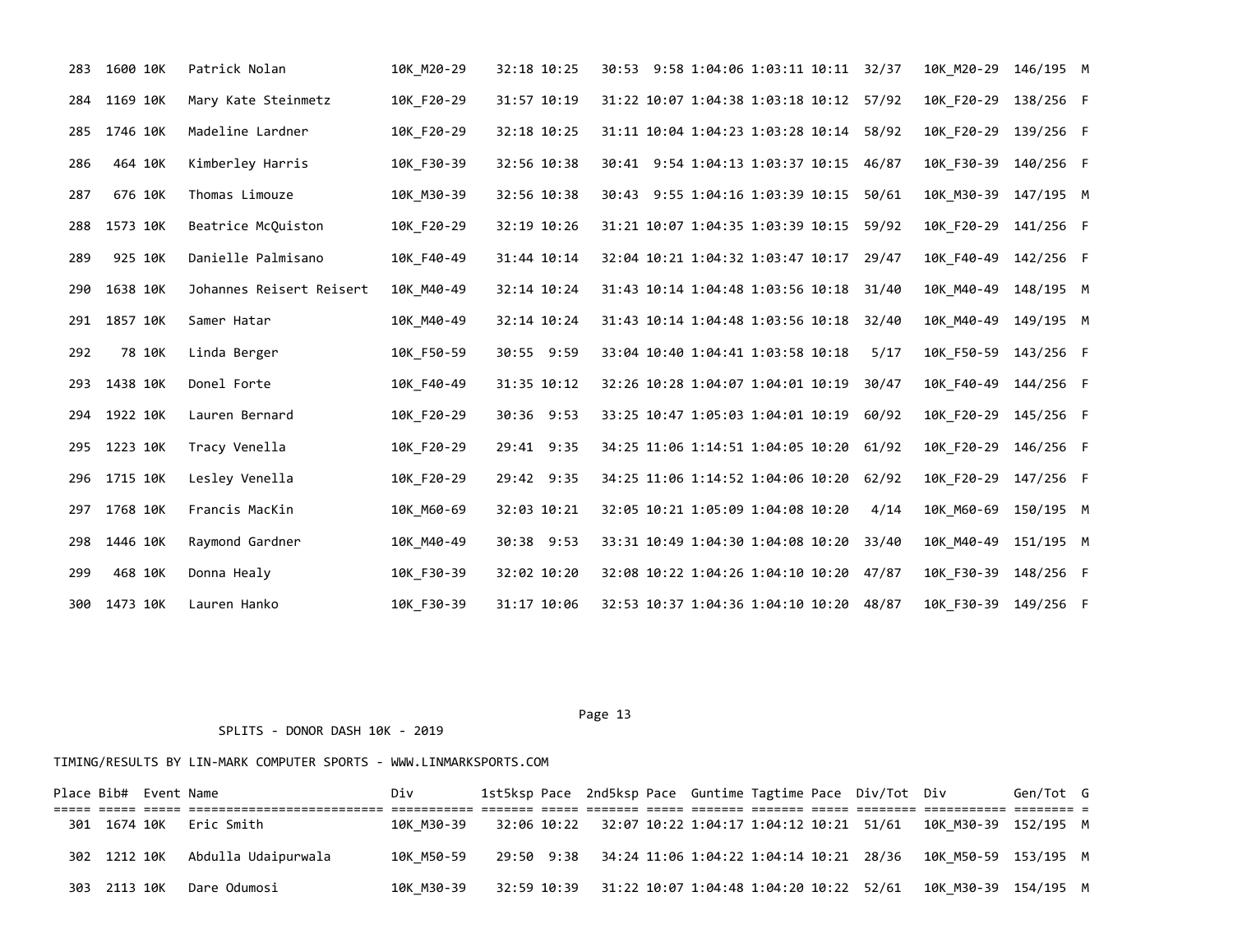| Place | Bib# | Event | Name | Div | 1st5ksp | Pace | 2nd5ksp | Pace | Guntime | Tagtime | Pace | Div/Tot | Div | Gen/Tot | G |
|---|---|---|---|---|---|---|---|---|---|---|---|---|---|---|---|
| 283 | 1600 | 10K | Patrick Nolan | 10K_M20-29 | 32:18 | 10:25 | 30:53 | 9:58 | 1:04:06 | 1:03:11 | 10:11 | 32/37 | 10K_M20-29 | 146/195 | M |
| 284 | 1169 | 10K | Mary Kate Steinmetz | 10K_F20-29 | 31:57 | 10:19 | 31:22 | 10:07 | 1:04:38 | 1:03:18 | 10:12 | 57/92 | 10K_F20-29 | 138/256 | F |
| 285 | 1746 | 10K | Madeline Lardner | 10K_F20-29 | 32:18 | 10:25 | 31:11 | 10:04 | 1:04:23 | 1:03:28 | 10:14 | 58/92 | 10K_F20-29 | 139/256 | F |
| 286 | 464 | 10K | Kimberley Harris | 10K_F30-39 | 32:56 | 10:38 | 30:41 | 9:54 | 1:04:13 | 1:03:37 | 10:15 | 46/87 | 10K_F30-39 | 140/256 | F |
| 287 | 676 | 10K | Thomas Limouze | 10K_M30-39 | 32:56 | 10:38 | 30:43 | 9:55 | 1:04:16 | 1:03:39 | 10:15 | 50/61 | 10K_M30-39 | 147/195 | M |
| 288 | 1573 | 10K | Beatrice McQuiston | 10K_F20-29 | 32:19 | 10:26 | 31:21 | 10:07 | 1:04:35 | 1:03:39 | 10:15 | 59/92 | 10K_F20-29 | 141/256 | F |
| 289 | 925 | 10K | Danielle Palmisano | 10K_F40-49 | 31:44 | 10:14 | 32:04 | 10:21 | 1:04:32 | 1:03:47 | 10:17 | 29/47 | 10K_F40-49 | 142/256 | F |
| 290 | 1638 | 10K | Johannes Reisert Reisert | 10K_M40-49 | 32:14 | 10:24 | 31:43 | 10:14 | 1:04:48 | 1:03:56 | 10:18 | 31/40 | 10K_M40-49 | 148/195 | M |
| 291 | 1857 | 10K | Samer Hatar | 10K_M40-49 | 32:14 | 10:24 | 31:43 | 10:14 | 1:04:48 | 1:03:56 | 10:18 | 32/40 | 10K_M40-49 | 149/195 | M |
| 292 | 78 | 10K | Linda Berger | 10K_F50-59 | 30:55 | 9:59 | 33:04 | 10:40 | 1:04:41 | 1:03:58 | 10:18 | 5/17 | 10K_F50-59 | 143/256 | F |
| 293 | 1438 | 10K | Donel Forte | 10K_F40-49 | 31:35 | 10:12 | 32:26 | 10:28 | 1:04:07 | 1:04:01 | 10:19 | 30/47 | 10K_F40-49 | 144/256 | F |
| 294 | 1922 | 10K | Lauren Bernard | 10K_F20-29 | 30:36 | 9:53 | 33:25 | 10:47 | 1:05:03 | 1:04:01 | 10:19 | 60/92 | 10K_F20-29 | 145/256 | F |
| 295 | 1223 | 10K | Tracy Venella | 10K_F20-29 | 29:41 | 9:35 | 34:25 | 11:06 | 1:14:51 | 1:04:05 | 10:20 | 61/92 | 10K_F20-29 | 146/256 | F |
| 296 | 1715 | 10K | Lesley Venella | 10K_F20-29 | 29:42 | 9:35 | 34:25 | 11:06 | 1:14:52 | 1:04:06 | 10:20 | 62/92 | 10K_F20-29 | 147/256 | F |
| 297 | 1768 | 10K | Francis MacKin | 10K_M60-69 | 32:03 | 10:21 | 32:05 | 10:21 | 1:05:09 | 1:04:08 | 10:20 | 4/14 | 10K_M60-69 | 150/195 | M |
| 298 | 1446 | 10K | Raymond Gardner | 10K_M40-49 | 30:38 | 9:53 | 33:31 | 10:49 | 1:04:30 | 1:04:08 | 10:20 | 33/40 | 10K_M40-49 | 151/195 | M |
| 299 | 468 | 10K | Donna Healy | 10K_F30-39 | 32:02 | 10:20 | 32:08 | 10:22 | 1:04:26 | 1:04:10 | 10:20 | 47/87 | 10K_F30-39 | 148/256 | F |
| 300 | 1473 | 10K | Lauren Hanko | 10K_F30-39 | 31:17 | 10:06 | 32:53 | 10:37 | 1:04:36 | 1:04:10 | 10:20 | 48/87 | 10K_F30-39 | 149/256 | F |

SPLITS - DONOR DASH 10K - 2019

TIMING/RESULTS BY LIN-MARK COMPUTER SPORTS - WWW.LINMARKSPORTS.COM

| Place | Bib# | Event | Name | Div | 1st5ksp | Pace | 2nd5ksp | Pace | Guntime | Tagtime | Pace | Div/Tot | Div | Gen/Tot | G |
|---|---|---|---|---|---|---|---|---|---|---|---|---|---|---|---|
| 301 | 1674 | 10K | Eric Smith | 10K_M30-39 | 32:06 | 10:22 | 32:07 | 10:22 | 1:04:17 | 1:04:12 | 10:21 | 51/61 | 10K_M30-39 | 152/195 | M |
| 302 | 1212 | 10K | Abdulla Udaipurwala | 10K_M50-59 | 29:50 | 9:38 | 34:24 | 11:06 | 1:04:22 | 1:04:14 | 10:21 | 28/36 | 10K_M50-59 | 153/195 | M |
| 303 | 2113 | 10K | Dare Odumosi | 10K_M30-39 | 32:59 | 10:39 | 31:22 | 10:07 | 1:04:48 | 1:04:20 | 10:22 | 52/61 | 10K_M30-39 | 154/195 | M |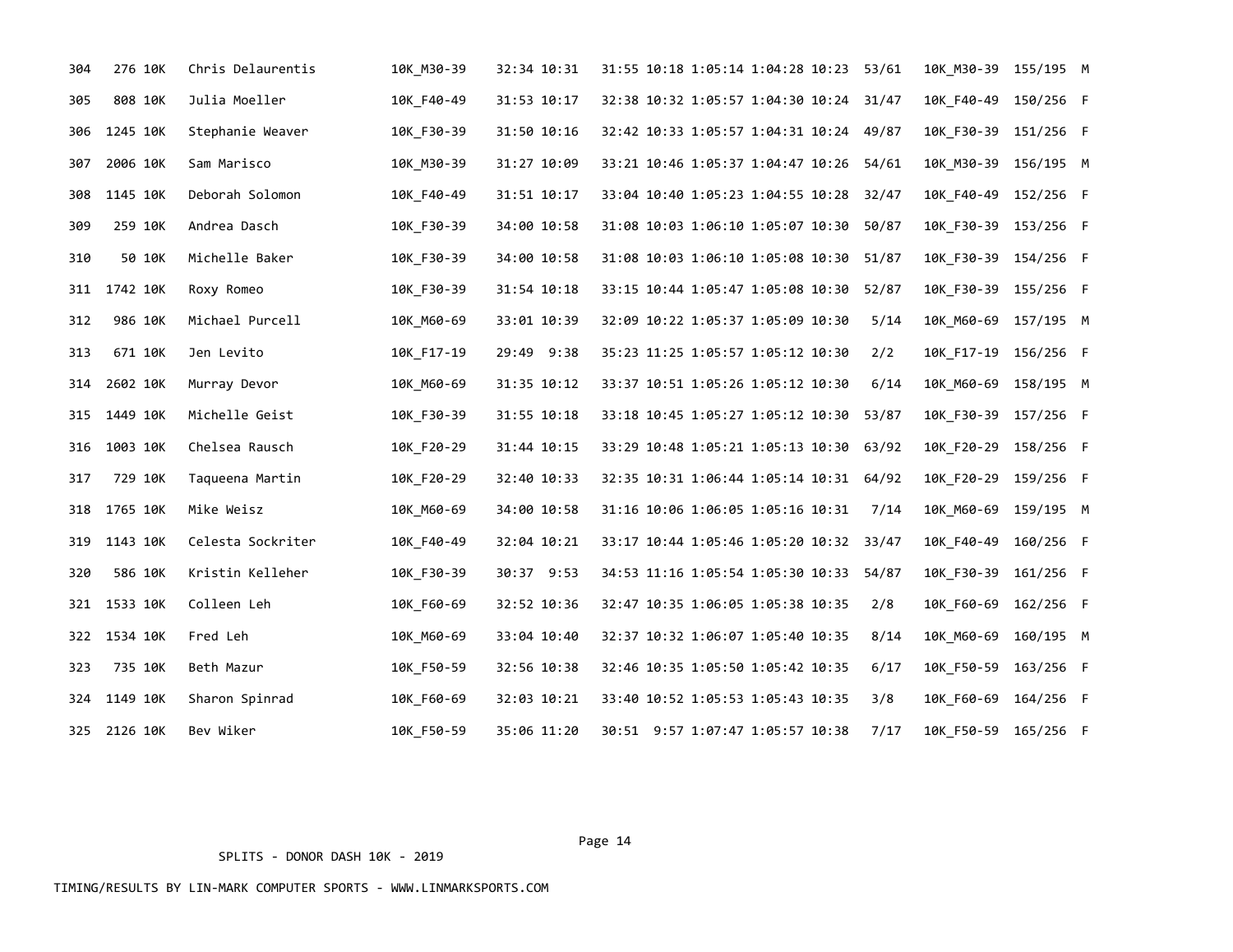| | | | | | | | | | | | | | | | | |
|---|---|---|---|---|---|---|---|---|---|---|---|---|---|---|---|---|
| 304 | 276 | 10K | Chris Delaurentis | 10K_M30-39 | 32:34 | 10:31 | 31:55 | 10:18 | 1:05:14 | 1:04:28 | 10:23 | 53/61 | 10K_M30-39 | 155/195 | M |
| 305 | 808 | 10K | Julia Moeller | 10K_F40-49 | 31:53 | 10:17 | 32:38 | 10:32 | 1:05:57 | 1:04:30 | 10:24 | 31/47 | 10K_F40-49 | 150/256 | F |
| 306 | 1245 | 10K | Stephanie Weaver | 10K_F30-39 | 31:50 | 10:16 | 32:42 | 10:33 | 1:05:57 | 1:04:31 | 10:24 | 49/87 | 10K_F30-39 | 151/256 | F |
| 307 | 2006 | 10K | Sam Marisco | 10K_M30-39 | 31:27 | 10:09 | 33:21 | 10:46 | 1:05:37 | 1:04:47 | 10:26 | 54/61 | 10K_M30-39 | 156/195 | M |
| 308 | 1145 | 10K | Deborah Solomon | 10K_F40-49 | 31:51 | 10:17 | 33:04 | 10:40 | 1:05:23 | 1:04:55 | 10:28 | 32/47 | 10K_F40-49 | 152/256 | F |
| 309 | 259 | 10K | Andrea Dasch | 10K_F30-39 | 34:00 | 10:58 | 31:08 | 10:03 | 1:06:10 | 1:05:07 | 10:30 | 50/87 | 10K_F30-39 | 153/256 | F |
| 310 | 50 | 10K | Michelle Baker | 10K_F30-39 | 34:00 | 10:58 | 31:08 | 10:03 | 1:06:10 | 1:05:08 | 10:30 | 51/87 | 10K_F30-39 | 154/256 | F |
| 311 | 1742 | 10K | Roxy Romeo | 10K_F30-39 | 31:54 | 10:18 | 33:15 | 10:44 | 1:05:47 | 1:05:08 | 10:30 | 52/87 | 10K_F30-39 | 155/256 | F |
| 312 | 986 | 10K | Michael Purcell | 10K_M60-69 | 33:01 | 10:39 | 32:09 | 10:22 | 1:05:37 | 1:05:09 | 10:30 | 5/14 | 10K_M60-69 | 157/195 | M |
| 313 | 671 | 10K | Jen Levito | 10K_F17-19 | 29:49 | 9:38 | 35:23 | 11:25 | 1:05:57 | 1:05:12 | 10:30 | 2/2 | 10K_F17-19 | 156/256 | F |
| 314 | 2602 | 10K | Murray Devor | 10K_M60-69 | 31:35 | 10:12 | 33:37 | 10:51 | 1:05:26 | 1:05:12 | 10:30 | 6/14 | 10K_M60-69 | 158/195 | M |
| 315 | 1449 | 10K | Michelle Geist | 10K_F30-39 | 31:55 | 10:18 | 33:18 | 10:45 | 1:05:27 | 1:05:12 | 10:30 | 53/87 | 10K_F30-39 | 157/256 | F |
| 316 | 1003 | 10K | Chelsea Rausch | 10K_F20-29 | 31:44 | 10:15 | 33:29 | 10:48 | 1:05:21 | 1:05:13 | 10:30 | 63/92 | 10K_F20-29 | 158/256 | F |
| 317 | 729 | 10K | Taqueena Martin | 10K_F20-29 | 32:40 | 10:33 | 32:35 | 10:31 | 1:06:44 | 1:05:14 | 10:31 | 64/92 | 10K_F20-29 | 159/256 | F |
| 318 | 1765 | 10K | Mike Weisz | 10K_M60-69 | 34:00 | 10:58 | 31:16 | 10:06 | 1:06:05 | 1:05:16 | 10:31 | 7/14 | 10K_M60-69 | 159/195 | M |
| 319 | 1143 | 10K | Celesta Sockriter | 10K_F40-49 | 32:04 | 10:21 | 33:17 | 10:44 | 1:05:46 | 1:05:20 | 10:32 | 33/47 | 10K_F40-49 | 160/256 | F |
| 320 | 586 | 10K | Kristin Kelleher | 10K_F30-39 | 30:37 | 9:53 | 34:53 | 11:16 | 1:05:54 | 1:05:30 | 10:33 | 54/87 | 10K_F30-39 | 161/256 | F |
| 321 | 1533 | 10K | Colleen Leh | 10K_F60-69 | 32:52 | 10:36 | 32:47 | 10:35 | 1:06:05 | 1:05:38 | 10:35 | 2/8 | 10K_F60-69 | 162/256 | F |
| 322 | 1534 | 10K | Fred Leh | 10K_M60-69 | 33:04 | 10:40 | 32:37 | 10:32 | 1:06:07 | 1:05:40 | 10:35 | 8/14 | 10K_M60-69 | 160/195 | M |
| 323 | 735 | 10K | Beth Mazur | 10K_F50-59 | 32:56 | 10:38 | 32:46 | 10:35 | 1:05:50 | 1:05:42 | 10:35 | 6/17 | 10K_F50-59 | 163/256 | F |
| 324 | 1149 | 10K | Sharon Spinrad | 10K_F60-69 | 32:03 | 10:21 | 33:40 | 10:52 | 1:05:53 | 1:05:43 | 10:35 | 3/8 | 10K_F60-69 | 164/256 | F |
| 325 | 2126 | 10K | Bev Wiker | 10K_F50-59 | 35:06 | 11:20 | 30:51 | 9:57 | 1:07:47 | 1:05:57 | 10:38 | 7/17 | 10K_F50-59 | 165/256 | F |

SPLITS - DONOR DASH 10K - 2019

TIMING/RESULTS BY LIN-MARK COMPUTER SPORTS - WWW.LINMARKSPORTS.COM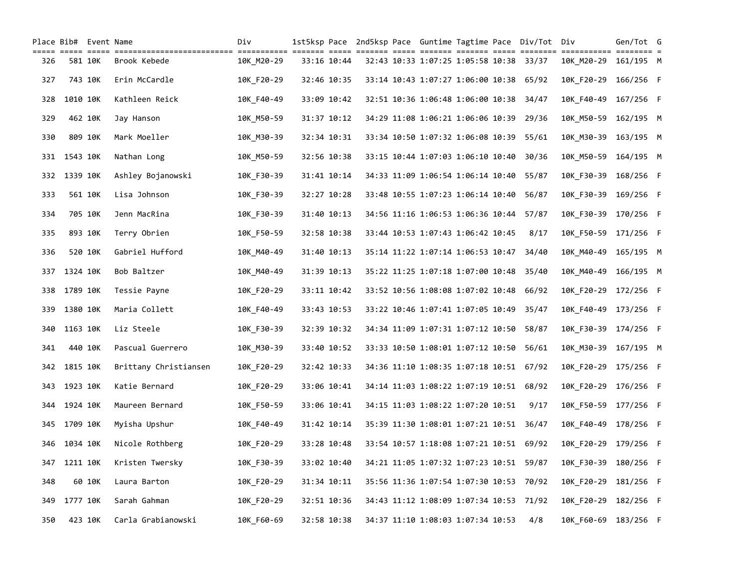| Place | Bib# | Event | Name | Div | 1st5ksp | Pace | 2nd5ksp | Pace | Guntime | Tagtime | Pace | Div/Tot | Div | Gen/Tot | G |
|---|---|---|---|---|---|---|---|---|---|---|---|---|---|---|---|
| 326 | 581 | 10K | Brook Kebede | 10K_M20-29 | 33:16 | 10:44 | 32:43 | 10:33 | 1:07:25 | 1:05:58 | 10:38 | 33/37 | 10K_M20-29 | 161/195 | M |
| 327 | 743 | 10K | Erin McCardle | 10K_F20-29 | 32:46 | 10:35 | 33:14 | 10:43 | 1:07:27 | 1:06:00 | 10:38 | 65/92 | 10K_F20-29 | 166/256 | F |
| 328 | 1010 | 10K | Kathleen Reick | 10K_F40-49 | 33:09 | 10:42 | 32:51 | 10:36 | 1:06:48 | 1:06:00 | 10:38 | 34/47 | 10K_F40-49 | 167/256 | F |
| 329 | 462 | 10K | Jay Hanson | 10K_M50-59 | 31:37 | 10:12 | 34:29 | 11:08 | 1:06:21 | 1:06:06 | 10:39 | 29/36 | 10K_M50-59 | 162/195 | M |
| 330 | 809 | 10K | Mark Moeller | 10K_M30-39 | 32:34 | 10:31 | 33:34 | 10:50 | 1:07:32 | 1:06:08 | 10:39 | 55/61 | 10K_M30-39 | 163/195 | M |
| 331 | 1543 | 10K | Nathan Long | 10K_M50-59 | 32:56 | 10:38 | 33:15 | 10:44 | 1:07:03 | 1:06:10 | 10:40 | 30/36 | 10K_M50-59 | 164/195 | M |
| 332 | 1339 | 10K | Ashley Bojanowski | 10K_F30-39 | 31:41 | 10:14 | 34:33 | 11:09 | 1:06:54 | 1:06:14 | 10:40 | 55/87 | 10K_F30-39 | 168/256 | F |
| 333 | 561 | 10K | Lisa Johnson | 10K_F30-39 | 32:27 | 10:28 | 33:48 | 10:55 | 1:07:23 | 1:06:14 | 10:40 | 56/87 | 10K_F30-39 | 169/256 | F |
| 334 | 705 | 10K | Jenn MacRina | 10K_F30-39 | 31:40 | 10:13 | 34:56 | 11:16 | 1:06:53 | 1:06:36 | 10:44 | 57/87 | 10K_F30-39 | 170/256 | F |
| 335 | 893 | 10K | Terry Obrien | 10K_F50-59 | 32:58 | 10:38 | 33:44 | 10:53 | 1:07:43 | 1:06:42 | 10:45 | 8/17 | 10K_F50-59 | 171/256 | F |
| 336 | 520 | 10K | Gabriel Hufford | 10K_M40-49 | 31:40 | 10:13 | 35:14 | 11:22 | 1:07:14 | 1:06:53 | 10:47 | 34/40 | 10K_M40-49 | 165/195 | M |
| 337 | 1324 | 10K | Bob Baltzer | 10K_M40-49 | 31:39 | 10:13 | 35:22 | 11:25 | 1:07:18 | 1:07:00 | 10:48 | 35/40 | 10K_M40-49 | 166/195 | M |
| 338 | 1789 | 10K | Tessie Payne | 10K_F20-29 | 33:11 | 10:42 | 33:52 | 10:56 | 1:08:08 | 1:07:02 | 10:48 | 66/92 | 10K_F20-29 | 172/256 | F |
| 339 | 1380 | 10K | Maria Collett | 10K_F40-49 | 33:43 | 10:53 | 33:22 | 10:46 | 1:07:41 | 1:07:05 | 10:49 | 35/47 | 10K_F40-49 | 173/256 | F |
| 340 | 1163 | 10K | Liz Steele | 10K_F30-39 | 32:39 | 10:32 | 34:34 | 11:09 | 1:07:31 | 1:07:12 | 10:50 | 58/87 | 10K_F30-39 | 174/256 | F |
| 341 | 440 | 10K | Pascual Guerrero | 10K_M30-39 | 33:40 | 10:52 | 33:33 | 10:50 | 1:08:01 | 1:07:12 | 10:50 | 56/61 | 10K_M30-39 | 167/195 | M |
| 342 | 1815 | 10K | Brittany Christiansen | 10K_F20-29 | 32:42 | 10:33 | 34:36 | 11:10 | 1:08:35 | 1:07:18 | 10:51 | 67/92 | 10K_F20-29 | 175/256 | F |
| 343 | 1923 | 10K | Katie Bernard | 10K_F20-29 | 33:06 | 10:41 | 34:14 | 11:03 | 1:08:22 | 1:07:19 | 10:51 | 68/92 | 10K_F20-29 | 176/256 | F |
| 344 | 1924 | 10K | Maureen Bernard | 10K_F50-59 | 33:06 | 10:41 | 34:15 | 11:03 | 1:08:22 | 1:07:20 | 10:51 | 9/17 | 10K_F50-59 | 177/256 | F |
| 345 | 1709 | 10K | Myisha Upshur | 10K_F40-49 | 31:42 | 10:14 | 35:39 | 11:30 | 1:08:01 | 1:07:21 | 10:51 | 36/47 | 10K_F40-49 | 178/256 | F |
| 346 | 1034 | 10K | Nicole Rothberg | 10K_F20-29 | 33:28 | 10:48 | 33:54 | 10:57 | 1:18:08 | 1:07:21 | 10:51 | 69/92 | 10K_F20-29 | 179/256 | F |
| 347 | 1211 | 10K | Kristen Twersky | 10K_F30-39 | 33:02 | 10:40 | 34:21 | 11:05 | 1:07:32 | 1:07:23 | 10:51 | 59/87 | 10K_F30-39 | 180/256 | F |
| 348 | 60 | 10K | Laura Barton | 10K_F20-29 | 31:34 | 10:11 | 35:56 | 11:36 | 1:07:54 | 1:07:30 | 10:53 | 70/92 | 10K_F20-29 | 181/256 | F |
| 349 | 1777 | 10K | Sarah Gahman | 10K_F20-29 | 32:51 | 10:36 | 34:43 | 11:12 | 1:08:09 | 1:07:34 | 10:53 | 71/92 | 10K_F20-29 | 182/256 | F |
| 350 | 423 | 10K | Carla Grabianowski | 10K_F60-69 | 32:58 | 10:38 | 34:37 | 11:10 | 1:08:03 | 1:07:34 | 10:53 | 4/8 | 10K_F60-69 | 183/256 | F |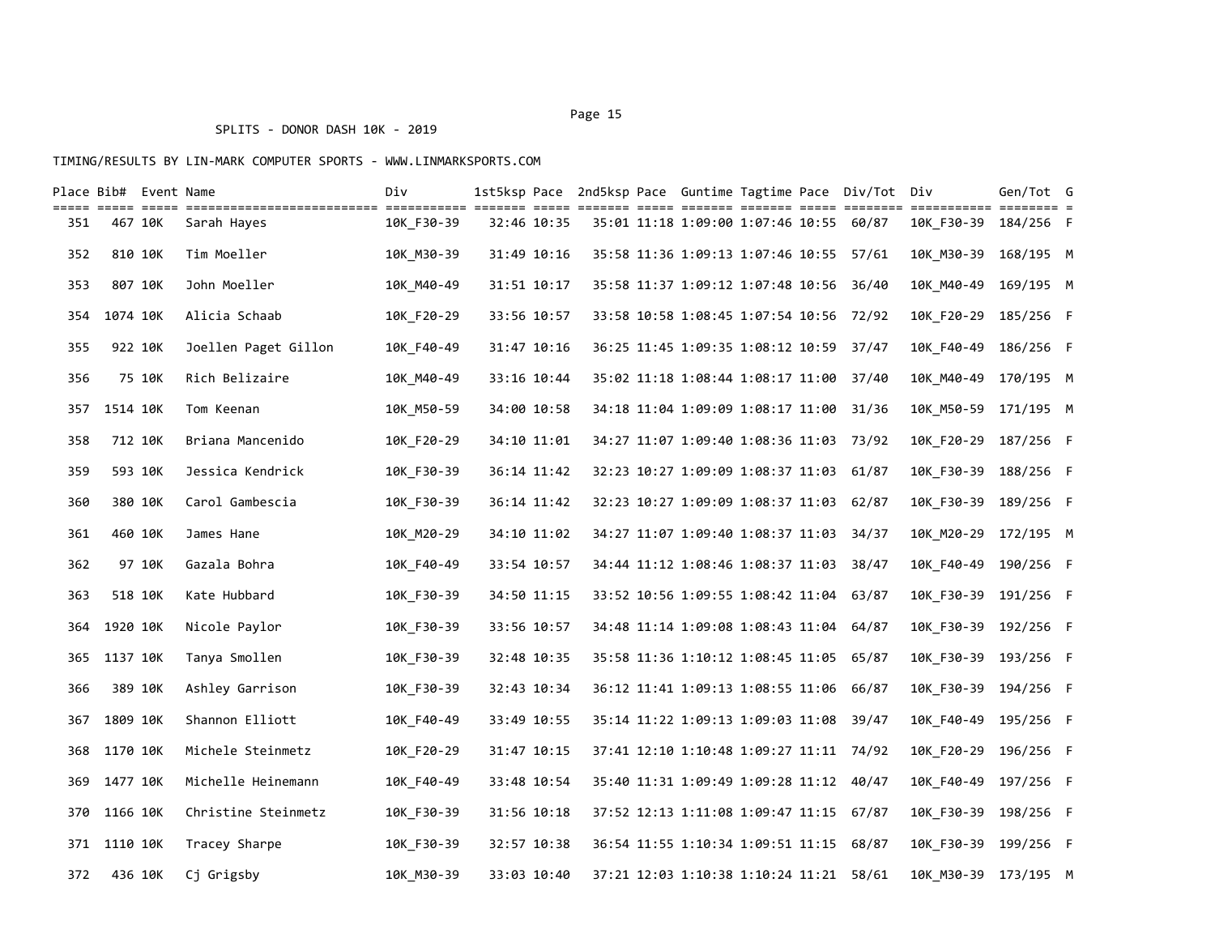SPLITS - DONOR DASH 10K - 2019

TIMING/RESULTS BY LIN-MARK COMPUTER SPORTS - WWW.LINMARKSPORTS.COM

| Place | Bib# | Event | Name | Div | 1st5ksp | Pace | 2nd5ksp | Pace | Guntime | Tagtime | Pace | Div/Tot | Div | Gen/Tot | G |
|---|---|---|---|---|---|---|---|---|---|---|---|---|---|---|---|
| 351 | 467 | 10K | Sarah Hayes | 10K_F30-39 | 32:46 | 10:35 | 35:01 | 11:18 | 1:09:00 | 1:07:46 | 10:55 | 60/87 | 10K_F30-39 | 184/256 | F |
| 352 | 810 | 10K | Tim Moeller | 10K_M30-39 | 31:49 | 10:16 | 35:58 | 11:36 | 1:09:13 | 1:07:46 | 10:55 | 57/61 | 10K_M30-39 | 168/195 | M |
| 353 | 807 | 10K | John Moeller | 10K_M40-49 | 31:51 | 10:17 | 35:58 | 11:37 | 1:09:12 | 1:07:48 | 10:56 | 36/40 | 10K_M40-49 | 169/195 | M |
| 354 | 1074 | 10K | Alicia Schaab | 10K_F20-29 | 33:56 | 10:57 | 33:58 | 10:58 | 1:08:45 | 1:07:54 | 10:56 | 72/92 | 10K_F20-29 | 185/256 | F |
| 355 | 922 | 10K | Joellen Paget Gillon | 10K_F40-49 | 31:47 | 10:16 | 36:25 | 11:45 | 1:09:35 | 1:08:12 | 10:59 | 37/47 | 10K_F40-49 | 186/256 | F |
| 356 | 75 | 10K | Rich Belizaire | 10K_M40-49 | 33:16 | 10:44 | 35:02 | 11:18 | 1:08:44 | 1:08:17 | 11:00 | 37/40 | 10K_M40-49 | 170/195 | M |
| 357 | 1514 | 10K | Tom Keenan | 10K_M50-59 | 34:00 | 10:58 | 34:18 | 11:04 | 1:09:09 | 1:08:17 | 11:00 | 31/36 | 10K_M50-59 | 171/195 | M |
| 358 | 712 | 10K | Briana Mancenido | 10K_F20-29 | 34:10 | 11:01 | 34:27 | 11:07 | 1:09:40 | 1:08:36 | 11:03 | 73/92 | 10K_F20-29 | 187/256 | F |
| 359 | 593 | 10K | Jessica Kendrick | 10K_F30-39 | 36:14 | 11:42 | 32:23 | 10:27 | 1:09:09 | 1:08:37 | 11:03 | 61/87 | 10K_F30-39 | 188/256 | F |
| 360 | 380 | 10K | Carol Gambescia | 10K_F30-39 | 36:14 | 11:42 | 32:23 | 10:27 | 1:09:09 | 1:08:37 | 11:03 | 62/87 | 10K_F30-39 | 189/256 | F |
| 361 | 460 | 10K | James Hane | 10K_M20-29 | 34:10 | 11:02 | 34:27 | 11:07 | 1:09:40 | 1:08:37 | 11:03 | 34/37 | 10K_M20-29 | 172/195 | M |
| 362 | 97 | 10K | Gazala Bohra | 10K_F40-49 | 33:54 | 10:57 | 34:44 | 11:12 | 1:08:46 | 1:08:37 | 11:03 | 38/47 | 10K_F40-49 | 190/256 | F |
| 363 | 518 | 10K | Kate Hubbard | 10K_F30-39 | 34:50 | 11:15 | 33:52 | 10:56 | 1:09:55 | 1:08:42 | 11:04 | 63/87 | 10K_F30-39 | 191/256 | F |
| 364 | 1920 | 10K | Nicole Paylor | 10K_F30-39 | 33:56 | 10:57 | 34:48 | 11:14 | 1:09:08 | 1:08:43 | 11:04 | 64/87 | 10K_F30-39 | 192/256 | F |
| 365 | 1137 | 10K | Tanya Smollen | 10K_F30-39 | 32:48 | 10:35 | 35:58 | 11:36 | 1:10:12 | 1:08:45 | 11:05 | 65/87 | 10K_F30-39 | 193/256 | F |
| 366 | 389 | 10K | Ashley Garrison | 10K_F30-39 | 32:43 | 10:34 | 36:12 | 11:41 | 1:09:13 | 1:08:55 | 11:06 | 66/87 | 10K_F30-39 | 194/256 | F |
| 367 | 1809 | 10K | Shannon Elliott | 10K_F40-49 | 33:49 | 10:55 | 35:14 | 11:22 | 1:09:13 | 1:09:03 | 11:08 | 39/47 | 10K_F40-49 | 195/256 | F |
| 368 | 1170 | 10K | Michele Steinmetz | 10K_F20-29 | 31:47 | 10:15 | 37:41 | 12:10 | 1:10:48 | 1:09:27 | 11:11 | 74/92 | 10K_F20-29 | 196/256 | F |
| 369 | 1477 | 10K | Michelle Heinemann | 10K_F40-49 | 33:48 | 10:54 | 35:40 | 11:31 | 1:09:49 | 1:09:28 | 11:12 | 40/47 | 10K_F40-49 | 197/256 | F |
| 370 | 1166 | 10K | Christine Steinmetz | 10K_F30-39 | 31:56 | 10:18 | 37:52 | 12:13 | 1:11:08 | 1:09:47 | 11:15 | 67/87 | 10K_F30-39 | 198/256 | F |
| 371 | 1110 | 10K | Tracey Sharpe | 10K_F30-39 | 32:57 | 10:38 | 36:54 | 11:55 | 1:10:34 | 1:09:51 | 11:15 | 68/87 | 10K_F30-39 | 199/256 | F |
| 372 | 436 | 10K | Cj Grigsby | 10K_M30-39 | 33:03 | 10:40 | 37:21 | 12:03 | 1:10:38 | 1:10:24 | 11:21 | 58/61 | 10K_M30-39 | 173/195 | M |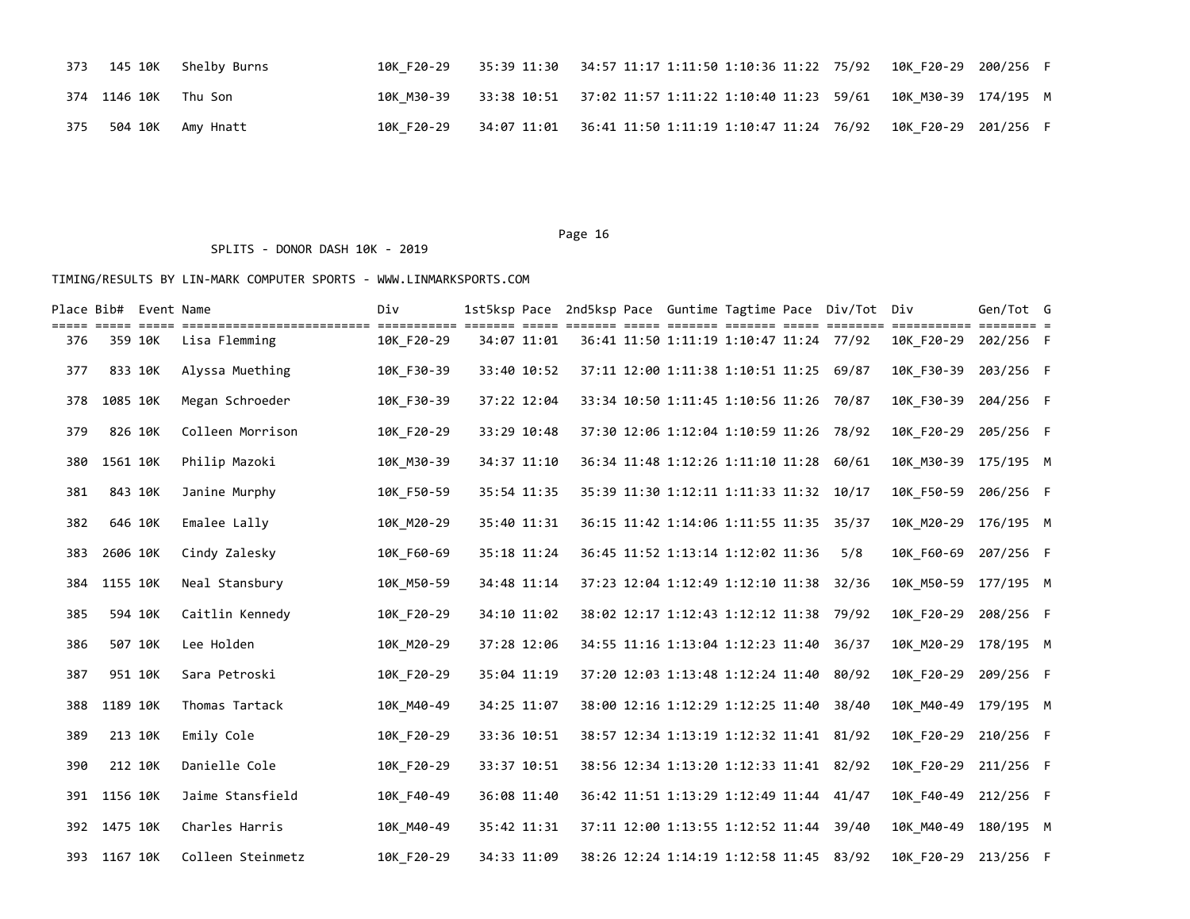| Place | Bib# | Event | Name | Div | 1st5ksp | Pace | 2nd5ksp | Pace | Guntime | Tagtime | Pace | Div/Tot | Div | Gen/Tot | G |
|---|---|---|---|---|---|---|---|---|---|---|---|---|---|---|---|
| 373 | 145 | 10K | Shelby Burns | 10K_F20-29 | 35:39 | 11:30 | 34:57 | 11:17 | 1:11:50 | 1:10:36 | 11:22 | 75/92 | 10K_F20-29 | 200/256 | F |
| 374 | 1146 | 10K | Thu Son | 10K_M30-39 | 33:38 | 10:51 | 37:02 | 11:57 | 1:11:22 | 1:10:40 | 11:23 | 59/61 | 10K_M30-39 | 174/195 | M |
| 375 | 504 | 10K | Amy Hnatt | 10K_F20-29 | 34:07 | 11:01 | 36:41 | 11:50 | 1:11:19 | 1:10:47 | 11:24 | 76/92 | 10K_F20-29 | 201/256 | F |

SPLITS - DONOR DASH 10K - 2019

TIMING/RESULTS BY LIN-MARK COMPUTER SPORTS - WWW.LINMARKSPORTS.COM

| Place | Bib# | Event | Name | Div | 1st5ksp | Pace | 2nd5ksp | Pace | Guntime | Tagtime | Pace | Div/Tot | Div | Gen/Tot | G |
|---|---|---|---|---|---|---|---|---|---|---|---|---|---|---|---|
| 376 | 359 | 10K | Lisa Flemming | 10K_F20-29 | 34:07 | 11:01 | 36:41 | 11:50 | 1:11:19 | 1:10:47 | 11:24 | 77/92 | 10K_F20-29 | 202/256 | F |
| 377 | 833 | 10K | Alyssa Muething | 10K_F30-39 | 33:40 | 10:52 | 37:11 | 12:00 | 1:11:38 | 1:10:51 | 11:25 | 69/87 | 10K_F30-39 | 203/256 | F |
| 378 | 1085 | 10K | Megan Schroeder | 10K_F30-39 | 37:22 | 12:04 | 33:34 | 10:50 | 1:11:45 | 1:10:56 | 11:26 | 70/87 | 10K_F30-39 | 204/256 | F |
| 379 | 826 | 10K | Colleen Morrison | 10K_F20-29 | 33:29 | 10:48 | 37:30 | 12:06 | 1:12:04 | 1:10:59 | 11:26 | 78/92 | 10K_F20-29 | 205/256 | F |
| 380 | 1561 | 10K | Philip Mazoki | 10K_M30-39 | 34:37 | 11:10 | 36:34 | 11:48 | 1:12:26 | 1:11:10 | 11:28 | 60/61 | 10K_M30-39 | 175/195 | M |
| 381 | 843 | 10K | Janine Murphy | 10K_F50-59 | 35:54 | 11:35 | 35:39 | 11:30 | 1:12:11 | 1:11:33 | 11:32 | 10/17 | 10K_F50-59 | 206/256 | F |
| 382 | 646 | 10K | Emalee Lally | 10K_M20-29 | 35:40 | 11:31 | 36:15 | 11:42 | 1:14:06 | 1:11:55 | 11:35 | 35/37 | 10K_M20-29 | 176/195 | M |
| 383 | 2606 | 10K | Cindy Zalesky | 10K_F60-69 | 35:18 | 11:24 | 36:45 | 11:52 | 1:13:14 | 1:12:02 | 11:36 | 5/8 | 10K_F60-69 | 207/256 | F |
| 384 | 1155 | 10K | Neal Stansbury | 10K_M50-59 | 34:48 | 11:14 | 37:23 | 12:04 | 1:12:49 | 1:12:10 | 11:38 | 32/36 | 10K_M50-59 | 177/195 | M |
| 385 | 594 | 10K | Caitlin Kennedy | 10K_F20-29 | 34:10 | 11:02 | 38:02 | 12:17 | 1:12:43 | 1:12:12 | 11:38 | 79/92 | 10K_F20-29 | 208/256 | F |
| 386 | 507 | 10K | Lee Holden | 10K_M20-29 | 37:28 | 12:06 | 34:55 | 11:16 | 1:13:04 | 1:12:23 | 11:40 | 36/37 | 10K_M20-29 | 178/195 | M |
| 387 | 951 | 10K | Sara Petroski | 10K_F20-29 | 35:04 | 11:19 | 37:20 | 12:03 | 1:13:48 | 1:12:24 | 11:40 | 80/92 | 10K_F20-29 | 209/256 | F |
| 388 | 1189 | 10K | Thomas Tartack | 10K_M40-49 | 34:25 | 11:07 | 38:00 | 12:16 | 1:12:29 | 1:12:25 | 11:40 | 38/40 | 10K_M40-49 | 179/195 | M |
| 389 | 213 | 10K | Emily Cole | 10K_F20-29 | 33:36 | 10:51 | 38:57 | 12:34 | 1:13:19 | 1:12:32 | 11:41 | 81/92 | 10K_F20-29 | 210/256 | F |
| 390 | 212 | 10K | Danielle Cole | 10K_F20-29 | 33:37 | 10:51 | 38:56 | 12:34 | 1:13:20 | 1:12:33 | 11:41 | 82/92 | 10K_F20-29 | 211/256 | F |
| 391 | 1156 | 10K | Jaime Stansfield | 10K_F40-49 | 36:08 | 11:40 | 36:42 | 11:51 | 1:13:29 | 1:12:49 | 11:44 | 41/47 | 10K_F40-49 | 212/256 | F |
| 392 | 1475 | 10K | Charles Harris | 10K_M40-49 | 35:42 | 11:31 | 37:11 | 12:00 | 1:13:55 | 1:12:52 | 11:44 | 39/40 | 10K_M40-49 | 180/195 | M |
| 393 | 1167 | 10K | Colleen Steinmetz | 10K_F20-29 | 34:33 | 11:09 | 38:26 | 12:24 | 1:14:19 | 1:12:58 | 11:45 | 83/92 | 10K_F20-29 | 213/256 | F |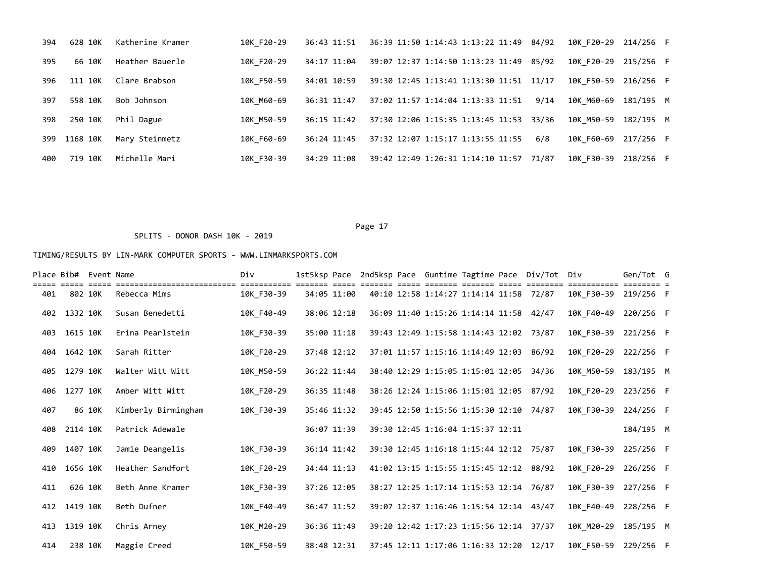| Place | Bib# | Event | Name | Div | 1st5ksp | Pace | 2nd5ksp | Pace | Guntime | Tagtime | Pace | Div/Tot | Div | Gen/Tot | G |
|---|---|---|---|---|---|---|---|---|---|---|---|---|---|---|---|
| 394 | 628 | 10K | Katherine Kramer | 10K_F20-29 | 36:43 | 11:51 | 36:39 | 11:50 | 1:14:43 | 1:13:22 | 11:49 | 84/92 | 10K_F20-29 | 214/256 | F |
| 395 | 66 | 10K | Heather Bauerle | 10K_F20-29 | 34:17 | 11:04 | 39:07 | 12:37 | 1:14:50 | 1:13:23 | 11:49 | 85/92 | 10K_F20-29 | 215/256 | F |
| 396 | 111 | 10K | Clare Brabson | 10K_F50-59 | 34:01 | 10:59 | 39:30 | 12:45 | 1:13:41 | 1:13:30 | 11:51 | 11/17 | 10K_F50-59 | 216/256 | F |
| 397 | 558 | 10K | Bob Johnson | 10K_M60-69 | 36:31 | 11:47 | 37:02 | 11:57 | 1:14:04 | 1:13:33 | 11:51 | 9/14 | 10K_M60-69 | 181/195 | M |
| 398 | 250 | 10K | Phil Dague | 10K_M50-59 | 36:15 | 11:42 | 37:30 | 12:06 | 1:15:35 | 1:13:45 | 11:53 | 33/36 | 10K_M50-59 | 182/195 | M |
| 399 | 1168 | 10K | Mary Steinmetz | 10K_F60-69 | 36:24 | 11:45 | 37:32 | 12:07 | 1:15:17 | 1:13:55 | 11:55 | 6/8 | 10K_F60-69 | 217/256 | F |
| 400 | 719 | 10K | Michelle Mari | 10K_F30-39 | 34:29 | 11:08 | 39:42 | 12:49 | 1:26:31 | 1:14:10 | 11:57 | 71/87 | 10K_F30-39 | 218/256 | F |

SPLITS - DONOR DASH 10K - 2019

TIMING/RESULTS BY LIN-MARK COMPUTER SPORTS - WWW.LINMARKSPORTS.COM

| Place | Bib# | Event | Name | Div | 1st5ksp | Pace | 2nd5ksp | Pace | Guntime | Tagtime | Pace | Div/Tot | Div | Gen/Tot | G |
|---|---|---|---|---|---|---|---|---|---|---|---|---|---|---|---|
| 401 | 802 | 10K | Rebecca Mims | 10K_F30-39 | 34:05 | 11:00 | 40:10 | 12:58 | 1:14:27 | 1:14:14 | 11:58 | 72/87 | 10K_F30-39 | 219/256 | F |
| 402 | 1332 | 10K | Susan Benedetti | 10K_F40-49 | 38:06 | 12:18 | 36:09 | 11:40 | 1:15:26 | 1:14:14 | 11:58 | 42/47 | 10K_F40-49 | 220/256 | F |
| 403 | 1615 | 10K | Erina Pearlstein | 10K_F30-39 | 35:00 | 11:18 | 39:43 | 12:49 | 1:15:58 | 1:14:43 | 12:02 | 73/87 | 10K_F30-39 | 221/256 | F |
| 404 | 1642 | 10K | Sarah Ritter | 10K_F20-29 | 37:48 | 12:12 | 37:01 | 11:57 | 1:15:16 | 1:14:49 | 12:03 | 86/92 | 10K_F20-29 | 222/256 | F |
| 405 | 1279 | 10K | Walter Witt Witt | 10K_M50-59 | 36:22 | 11:44 | 38:40 | 12:29 | 1:15:05 | 1:15:01 | 12:05 | 34/36 | 10K_M50-59 | 183/195 | M |
| 406 | 1277 | 10K | Amber Witt Witt | 10K_F20-29 | 36:35 | 11:48 | 38:26 | 12:24 | 1:15:06 | 1:15:01 | 12:05 | 87/92 | 10K_F20-29 | 223/256 | F |
| 407 | 86 | 10K | Kimberly Birmingham | 10K_F30-39 | 35:46 | 11:32 | 39:45 | 12:50 | 1:15:56 | 1:15:30 | 12:10 | 74/87 | 10K_F30-39 | 224/256 | F |
| 408 | 2114 | 10K | Patrick Adewale | | 36:07 | 11:39 | 39:30 | 12:45 | 1:16:04 | 1:15:37 | 12:11 | | | 184/195 | M |
| 409 | 1407 | 10K | Jamie Deangelis | 10K_F30-39 | 36:14 | 11:42 | 39:30 | 12:45 | 1:16:18 | 1:15:44 | 12:12 | 75/87 | 10K_F30-39 | 225/256 | F |
| 410 | 1656 | 10K | Heather Sandfort | 10K_F20-29 | 34:44 | 11:13 | 41:02 | 13:15 | 1:15:55 | 1:15:45 | 12:12 | 88/92 | 10K_F20-29 | 226/256 | F |
| 411 | 626 | 10K | Beth Anne Kramer | 10K_F30-39 | 37:26 | 12:05 | 38:27 | 12:25 | 1:17:14 | 1:15:53 | 12:14 | 76/87 | 10K_F30-39 | 227/256 | F |
| 412 | 1419 | 10K | Beth Dufner | 10K_F40-49 | 36:47 | 11:52 | 39:07 | 12:37 | 1:16:46 | 1:15:54 | 12:14 | 43/47 | 10K_F40-49 | 228/256 | F |
| 413 | 1319 | 10K | Chris Arney | 10K_M20-29 | 36:36 | 11:49 | 39:20 | 12:42 | 1:17:23 | 1:15:56 | 12:14 | 37/37 | 10K_M20-29 | 185/195 | M |
| 414 | 238 | 10K | Maggie Creed | 10K_F50-59 | 38:48 | 12:31 | 37:45 | 12:11 | 1:17:06 | 1:16:33 | 12:20 | 12/17 | 10K_F50-59 | 229/256 | F |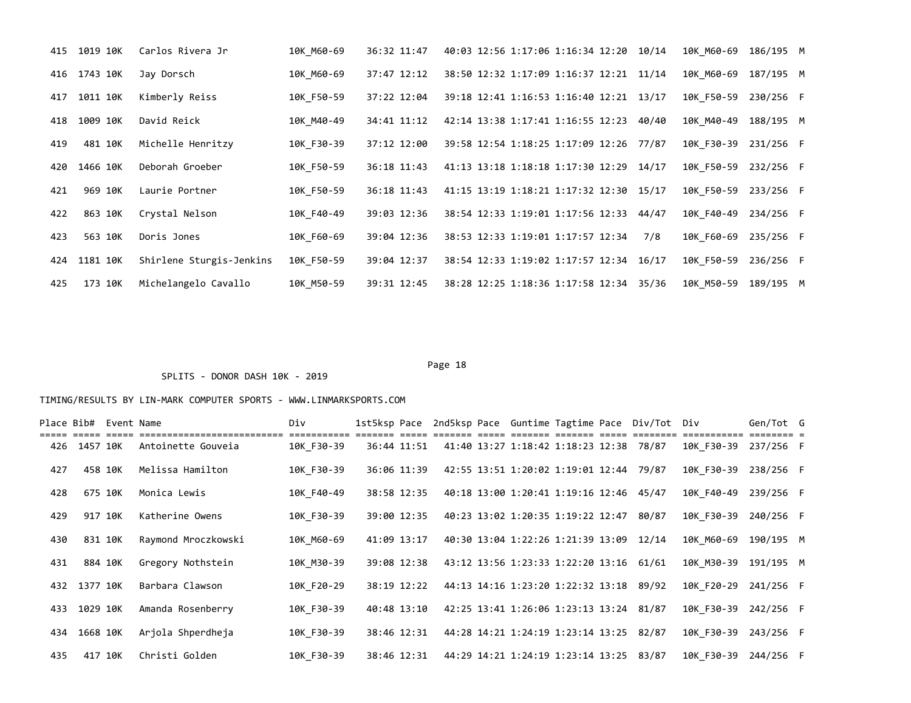| Place | Bib# | Event | Name | Div | 1st5ksp | Pace | 2nd5ksp | Pace | Guntime | Tagtime | Pace | Div/Tot | Div | Gen/Tot | G |
|---|---|---|---|---|---|---|---|---|---|---|---|---|---|---|---|
| 415 | 1019 | 10K | Carlos Rivera Jr | 10K_M60-69 | 36:32 | 11:47 | 40:03 | 12:56 | 1:17:06 | 1:16:34 | 12:20 | 10/14 | 10K_M60-69 | 186/195 | M |
| 416 | 1743 | 10K | Jay Dorsch | 10K_M60-69 | 37:47 | 12:12 | 38:50 | 12:32 | 1:17:09 | 1:16:37 | 12:21 | 11/14 | 10K_M60-69 | 187/195 | M |
| 417 | 1011 | 10K | Kimberly Reiss | 10K_F50-59 | 37:22 | 12:04 | 39:18 | 12:41 | 1:16:53 | 1:16:40 | 12:21 | 13/17 | 10K_F50-59 | 230/256 | F |
| 418 | 1009 | 10K | David Reick | 10K_M40-49 | 34:41 | 11:12 | 42:14 | 13:38 | 1:17:41 | 1:16:55 | 12:23 | 40/40 | 10K_M40-49 | 188/195 | M |
| 419 | 481 | 10K | Michelle Henritzy | 10K_F30-39 | 37:12 | 12:00 | 39:58 | 12:54 | 1:18:25 | 1:17:09 | 12:26 | 77/87 | 10K_F30-39 | 231/256 | F |
| 420 | 1466 | 10K | Deborah Groeber | 10K_F50-59 | 36:18 | 11:43 | 41:13 | 13:18 | 1:18:18 | 1:17:30 | 12:29 | 14/17 | 10K_F50-59 | 232/256 | F |
| 421 | 969 | 10K | Laurie Portner | 10K_F50-59 | 36:18 | 11:43 | 41:15 | 13:19 | 1:18:21 | 1:17:32 | 12:30 | 15/17 | 10K_F50-59 | 233/256 | F |
| 422 | 863 | 10K | Crystal Nelson | 10K_F40-49 | 39:03 | 12:36 | 38:54 | 12:33 | 1:19:01 | 1:17:56 | 12:33 | 44/47 | 10K_F40-49 | 234/256 | F |
| 423 | 563 | 10K | Doris Jones | 10K_F60-69 | 39:04 | 12:36 | 38:53 | 12:33 | 1:19:01 | 1:17:57 | 12:34 | 7/8 | 10K_F60-69 | 235/256 | F |
| 424 | 1181 | 10K | Shirlene Sturgis-Jenkins | 10K_F50-59 | 39:04 | 12:37 | 38:54 | 12:33 | 1:19:02 | 1:17:57 | 12:34 | 16/17 | 10K_F50-59 | 236/256 | F |
| 425 | 173 | 10K | Michelangelo Cavallo | 10K_M50-59 | 39:31 | 12:45 | 38:28 | 12:25 | 1:18:36 | 1:17:58 | 12:34 | 35/36 | 10K_M50-59 | 189/195 | M |

SPLITS - DONOR DASH 10K - 2019

TIMING/RESULTS BY LIN-MARK COMPUTER SPORTS - WWW.LINMARKSPORTS.COM

| Place | Bib# | Event | Name | Div | 1st5ksp | Pace | 2nd5ksp | Pace | Guntime | Tagtime | Pace | Div/Tot | Div | Gen/Tot | G |
|---|---|---|---|---|---|---|---|---|---|---|---|---|---|---|---|
| 426 | 1457 | 10K | Antoinette Gouveia | 10K_F30-39 | 36:44 | 11:51 | 41:40 | 13:27 | 1:18:42 | 1:18:23 | 12:38 | 78/87 | 10K_F30-39 | 237/256 | F |
| 427 | 458 | 10K | Melissa Hamilton | 10K_F30-39 | 36:06 | 11:39 | 42:55 | 13:51 | 1:20:02 | 1:19:01 | 12:44 | 79/87 | 10K_F30-39 | 238/256 | F |
| 428 | 675 | 10K | Monica Lewis | 10K_F40-49 | 38:58 | 12:35 | 40:18 | 13:00 | 1:20:41 | 1:19:16 | 12:46 | 45/47 | 10K_F40-49 | 239/256 | F |
| 429 | 917 | 10K | Katherine Owens | 10K_F30-39 | 39:00 | 12:35 | 40:23 | 13:02 | 1:20:35 | 1:19:22 | 12:47 | 80/87 | 10K_F30-39 | 240/256 | F |
| 430 | 831 | 10K | Raymond Mroczkowski | 10K_M60-69 | 41:09 | 13:17 | 40:30 | 13:04 | 1:22:26 | 1:21:39 | 13:09 | 12/14 | 10K_M60-69 | 190/195 | M |
| 431 | 884 | 10K | Gregory Nothstein | 10K_M30-39 | 39:08 | 12:38 | 43:12 | 13:56 | 1:23:33 | 1:22:20 | 13:16 | 61/61 | 10K_M30-39 | 191/195 | M |
| 432 | 1377 | 10K | Barbara Clawson | 10K_F20-29 | 38:19 | 12:22 | 44:13 | 14:16 | 1:23:20 | 1:22:32 | 13:18 | 89/92 | 10K_F20-29 | 241/256 | F |
| 433 | 1029 | 10K | Amanda Rosenberry | 10K_F30-39 | 40:48 | 13:10 | 42:25 | 13:41 | 1:26:06 | 1:23:13 | 13:24 | 81/87 | 10K_F30-39 | 242/256 | F |
| 434 | 1668 | 10K | Arjola Shperdheja | 10K_F30-39 | 38:46 | 12:31 | 44:28 | 14:21 | 1:24:19 | 1:23:14 | 13:25 | 82/87 | 10K_F30-39 | 243/256 | F |
| 435 | 417 | 10K | Christi Golden | 10K_F30-39 | 38:46 | 12:31 | 44:29 | 14:21 | 1:24:19 | 1:23:14 | 13:25 | 83/87 | 10K_F30-39 | 244/256 | F |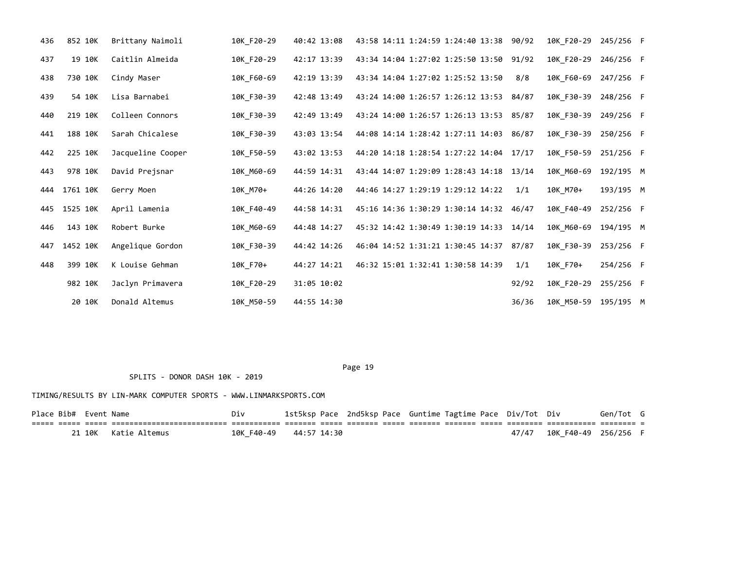| Place | Bib# | Event | Name | Div | 1st5ksp | Pace | 2nd5ksp | Pace | Guntime | Tagtime | Pace | Div/Tot | Div | Gen/Tot | G |
|---|---|---|---|---|---|---|---|---|---|---|---|---|---|---|---|
| 436 | 852 | 10K | Brittany Naimoli | 10K_F20-29 | 40:42 | 13:08 | 43:58 | 14:11 | 1:24:59 | 1:24:40 | 13:38 | 90/92 | 10K_F20-29 | 245/256 | F |
| 437 | 19 | 10K | Caitlin Almeida | 10K_F20-29 | 42:17 | 13:39 | 43:34 | 14:04 | 1:27:02 | 1:25:50 | 13:50 | 91/92 | 10K_F20-29 | 246/256 | F |
| 438 | 730 | 10K | Cindy Maser | 10K_F60-69 | 42:19 | 13:39 | 43:34 | 14:04 | 1:27:02 | 1:25:52 | 13:50 | 8/8 | 10K_F60-69 | 247/256 | F |
| 439 | 54 | 10K | Lisa Barnabei | 10K_F30-39 | 42:48 | 13:49 | 43:24 | 14:00 | 1:26:57 | 1:26:12 | 13:53 | 84/87 | 10K_F30-39 | 248/256 | F |
| 440 | 219 | 10K | Colleen Connors | 10K_F30-39 | 42:49 | 13:49 | 43:24 | 14:00 | 1:26:57 | 1:26:13 | 13:53 | 85/87 | 10K_F30-39 | 249/256 | F |
| 441 | 188 | 10K | Sarah Chicalese | 10K_F30-39 | 43:03 | 13:54 | 44:08 | 14:14 | 1:28:42 | 1:27:11 | 14:03 | 86/87 | 10K_F30-39 | 250/256 | F |
| 442 | 225 | 10K | Jacqueline Cooper | 10K_F50-59 | 43:02 | 13:53 | 44:20 | 14:18 | 1:28:54 | 1:27:22 | 14:04 | 17/17 | 10K_F50-59 | 251/256 | F |
| 443 | 978 | 10K | David Prejsnar | 10K_M60-69 | 44:59 | 14:31 | 43:44 | 14:07 | 1:29:09 | 1:28:43 | 14:18 | 13/14 | 10K_M60-69 | 192/195 | M |
| 444 | 1761 | 10K | Gerry Moen | 10K_M70+ | 44:26 | 14:20 | 44:46 | 14:27 | 1:29:19 | 1:29:12 | 14:22 | 1/1 | 10K_M70+ | 193/195 | M |
| 445 | 1525 | 10K | April Lamenia | 10K_F40-49 | 44:58 | 14:31 | 45:16 | 14:36 | 1:30:29 | 1:30:14 | 14:32 | 46/47 | 10K_F40-49 | 252/256 | F |
| 446 | 143 | 10K | Robert Burke | 10K_M60-69 | 44:48 | 14:27 | 45:32 | 14:42 | 1:30:49 | 1:30:19 | 14:33 | 14/14 | 10K_M60-69 | 194/195 | M |
| 447 | 1452 | 10K | Angelique Gordon | 10K_F30-39 | 44:42 | 14:26 | 46:04 | 14:52 | 1:31:21 | 1:30:45 | 14:37 | 87/87 | 10K_F30-39 | 253/256 | F |
| 448 | 399 | 10K | K Louise Gehman | 10K_F70+ | 44:27 | 14:21 | 46:32 | 15:01 | 1:32:41 | 1:30:58 | 14:39 | 1/1 | 10K_F70+ | 254/256 | F |
| | 982 | 10K | Jaclyn Primavera | 10K_F20-29 | 31:05 | 10:02 | | | | | | 92/92 | 10K_F20-29 | 255/256 | F |
| | 20 | 10K | Donald Altemus | 10K_M50-59 | 44:55 | 14:30 | | | | | | 36/36 | 10K_M50-59 | 195/195 | M |

SPLITS - DONOR DASH 10K - 2019

TIMING/RESULTS BY LIN-MARK COMPUTER SPORTS - WWW.LINMARKSPORTS.COM

| Place | Bib# | Event | Name | Div | 1st5ksp | Pace | 2nd5ksp | Pace | Guntime | Tagtime | Pace | Div/Tot | Div | Gen/Tot | G |
|---|---|---|---|---|---|---|---|---|---|---|---|---|---|---|---|
| | 21 | 10K | Katie Altemus | 10K_F40-49 | 44:57 | 14:30 | | | | | | 47/47 | 10K_F40-49 | 256/256 | F |